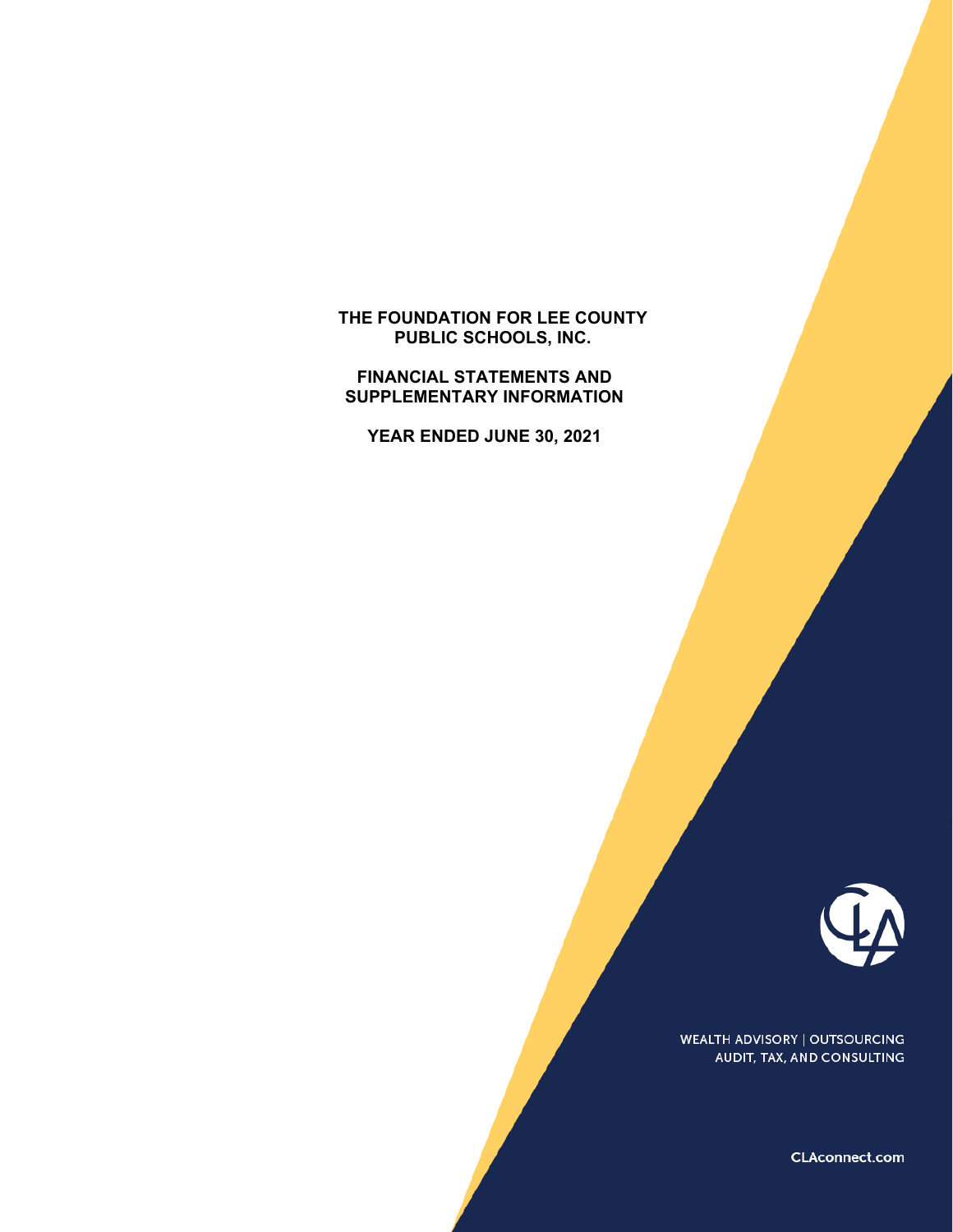# THE FOUNDATION FOR LEE COUNTY PUBLIC SCHOOLS, INC.

## FINANCIAL STATEMENTS AND SUPPLEMENTARY INFORMATION

## YEAR ENDED JUNE 30, 2021

WEALTH ADVISORY | OUTSOURCING
AUDIT, TAX, AND CONSULTING

CLAconnect.com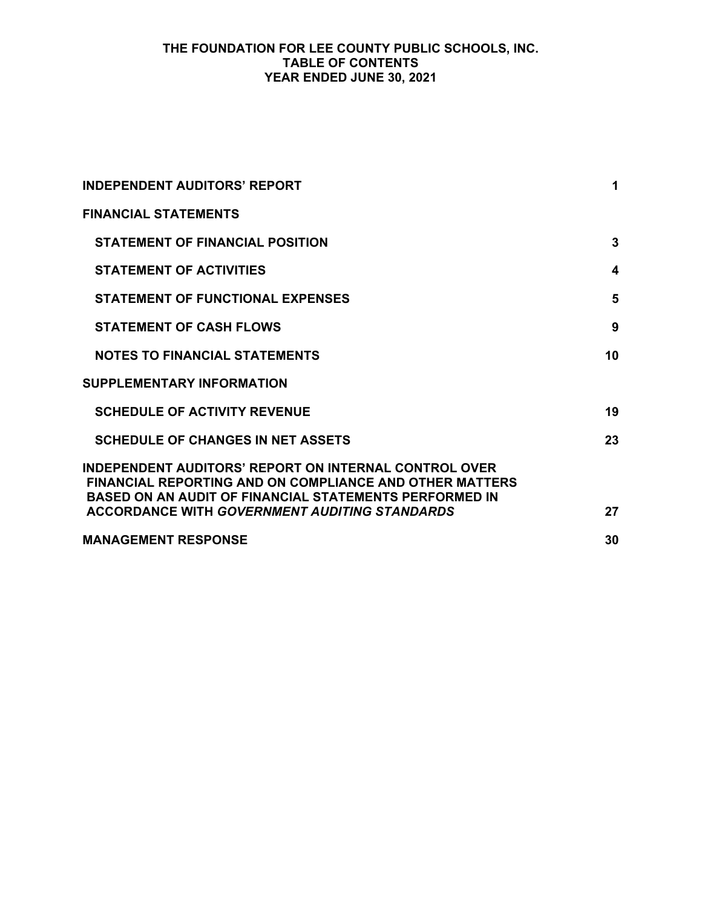# THE FOUNDATION FOR LEE COUNTY PUBLIC SCHOOLS, INC.
## TABLE OF CONTENTS
## YEAR ENDED JUNE 30, 2021

| | |
|---|---|
| **INDEPENDENT AUDITORS' REPORT** | **1** |
| **FINANCIAL STATEMENTS** | |
| **STATEMENT OF FINANCIAL POSITION** | **3** |
| **STATEMENT OF ACTIVITIES** | **4** |
| **STATEMENT OF FUNCTIONAL EXPENSES** | **5** |
| **STATEMENT OF CASH FLOWS** | **9** |
| **NOTES TO FINANCIAL STATEMENTS** | **10** |
| **SUPPLEMENTARY INFORMATION** | |
| **SCHEDULE OF ACTIVITY REVENUE** | **19** |
| **SCHEDULE OF CHANGES IN NET ASSETS** | **23** |
| **INDEPENDENT AUDITORS' REPORT ON INTERNAL CONTROL OVER FINANCIAL REPORTING AND ON COMPLIANCE AND OTHER MATTERS BASED ON AN AUDIT OF FINANCIAL STATEMENTS PERFORMED IN ACCORDANCE WITH *GOVERNMENT AUDITING STANDARDS*** | **27** |
| **MANAGEMENT RESPONSE** | **30** |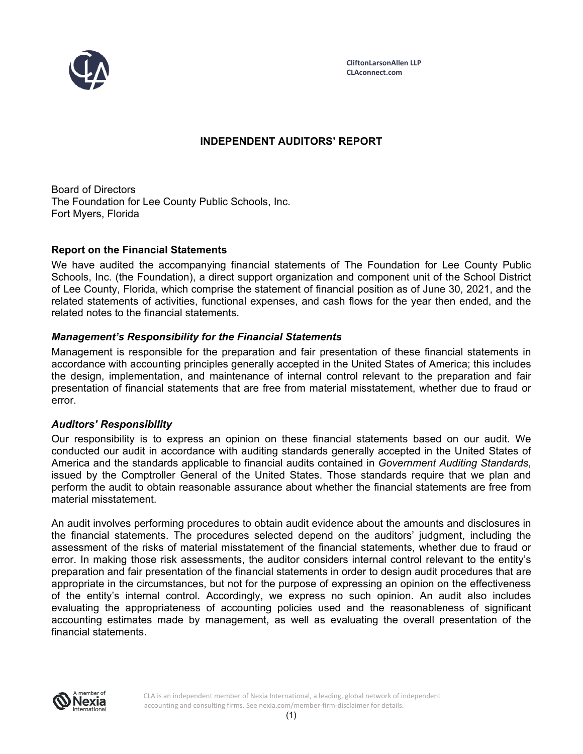CliftonLarsonAllen LLP
CLAconnect.com

# INDEPENDENT AUDITORS' REPORT

Board of Directors
The Foundation for Lee County Public Schools, Inc.
Fort Myers, Florida

## Report on the Financial Statements

We have audited the accompanying financial statements of The Foundation for Lee County Public Schools, Inc. (the Foundation), a direct support organization and component unit of the School District of Lee County, Florida, which comprise the statement of financial position as of June 30, 2021, and the related statements of activities, functional expenses, and cash flows for the year then ended, and the related notes to the financial statements.

### *Management's Responsibility for the Financial Statements*

Management is responsible for the preparation and fair presentation of these financial statements in accordance with accounting principles generally accepted in the United States of America; this includes the design, implementation, and maintenance of internal control relevant to the preparation and fair presentation of financial statements that are free from material misstatement, whether due to fraud or error.

### *Auditors' Responsibility*

Our responsibility is to express an opinion on these financial statements based on our audit. We conducted our audit in accordance with auditing standards generally accepted in the United States of America and the standards applicable to financial audits contained in *Government Auditing Standards*, issued by the Comptroller General of the United States. Those standards require that we plan and perform the audit to obtain reasonable assurance about whether the financial statements are free from material misstatement.

An audit involves performing procedures to obtain audit evidence about the amounts and disclosures in the financial statements. The procedures selected depend on the auditors' judgment, including the assessment of the risks of material misstatement of the financial statements, whether due to fraud or error. In making those risk assessments, the auditor considers internal control relevant to the entity's preparation and fair presentation of the financial statements in order to design audit procedures that are appropriate in the circumstances, but not for the purpose of expressing an opinion on the effectiveness of the entity's internal control. Accordingly, we express no such opinion. An audit also includes evaluating the appropriateness of accounting policies used and the reasonableness of significant accounting estimates made by management, as well as evaluating the overall presentation of the financial statements.

CLA is an independent member of Nexia International, a leading, global network of independent accounting and consulting firms. See nexia.com/member-firm-disclaimer for details.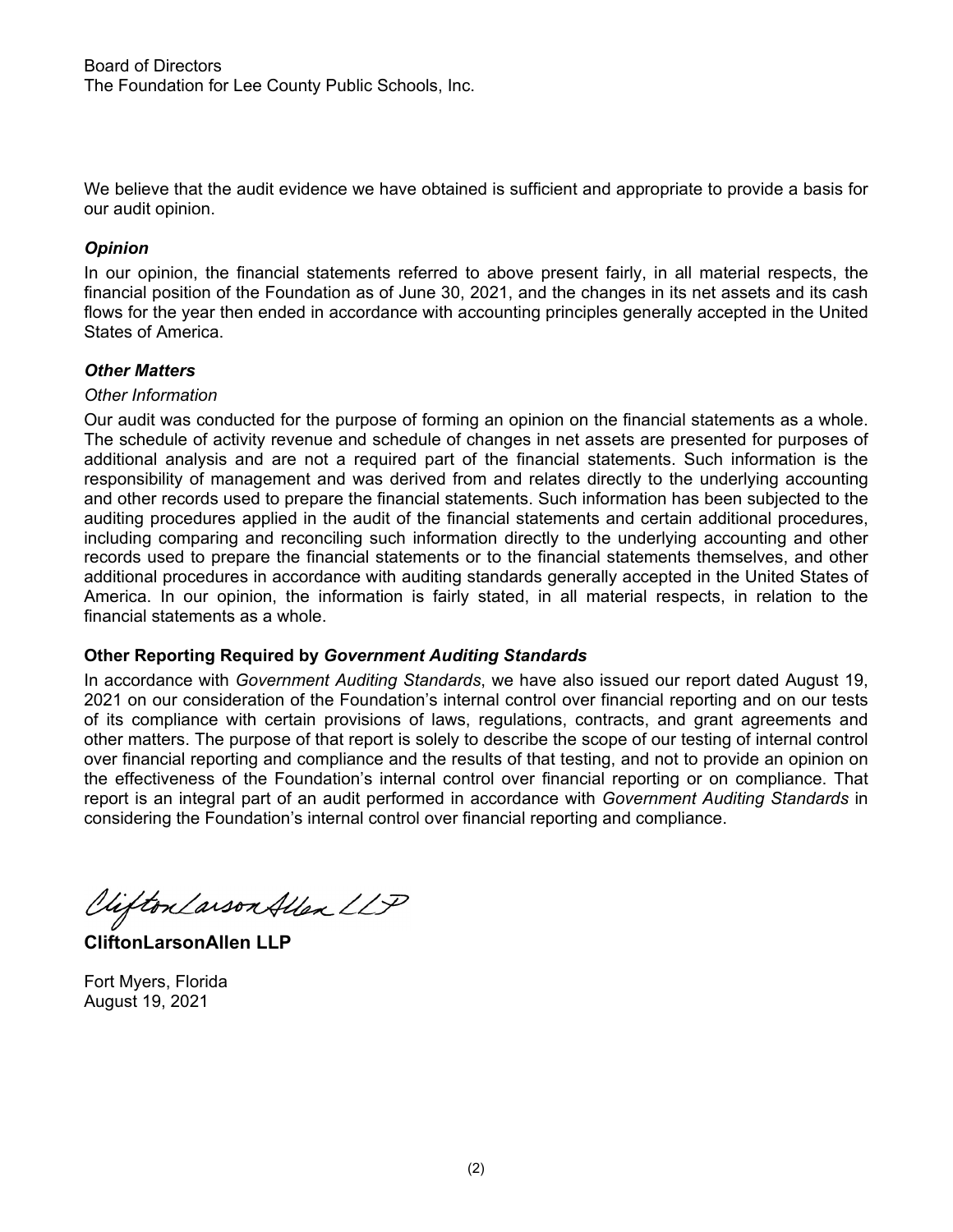Board of Directors
The Foundation for Lee County Public Schools, Inc.

We believe that the audit evidence we have obtained is sufficient and appropriate to provide a basis for our audit opinion.

### *Opinion*

In our opinion, the financial statements referred to above present fairly, in all material respects, the financial position of the Foundation as of June 30, 2021, and the changes in its net assets and its cash flows for the year then ended in accordance with accounting principles generally accepted in the United States of America.

### *Other Matters*

*Other Information*

Our audit was conducted for the purpose of forming an opinion on the financial statements as a whole. The schedule of activity revenue and schedule of changes in net assets are presented for purposes of additional analysis and are not a required part of the financial statements. Such information is the responsibility of management and was derived from and relates directly to the underlying accounting and other records used to prepare the financial statements. Such information has been subjected to the auditing procedures applied in the audit of the financial statements and certain additional procedures, including comparing and reconciling such information directly to the underlying accounting and other records used to prepare the financial statements or to the financial statements themselves, and other additional procedures in accordance with auditing standards generally accepted in the United States of America. In our opinion, the information is fairly stated, in all material respects, in relation to the financial statements as a whole.

### Other Reporting Required by *Government Auditing Standards*

In accordance with *Government Auditing Standards*, we have also issued our report dated August 19, 2021 on our consideration of the Foundation's internal control over financial reporting and on our tests of its compliance with certain provisions of laws, regulations, contracts, and grant agreements and other matters. The purpose of that report is solely to describe the scope of our testing of internal control over financial reporting and compliance and the results of that testing, and not to provide an opinion on the effectiveness of the Foundation's internal control over financial reporting or on compliance. That report is an integral part of an audit performed in accordance with *Government Auditing Standards* in considering the Foundation's internal control over financial reporting and compliance.

CliftonLarsonAllen LLP

**CliftonLarsonAllen LLP**

Fort Myers, Florida
August 19, 2021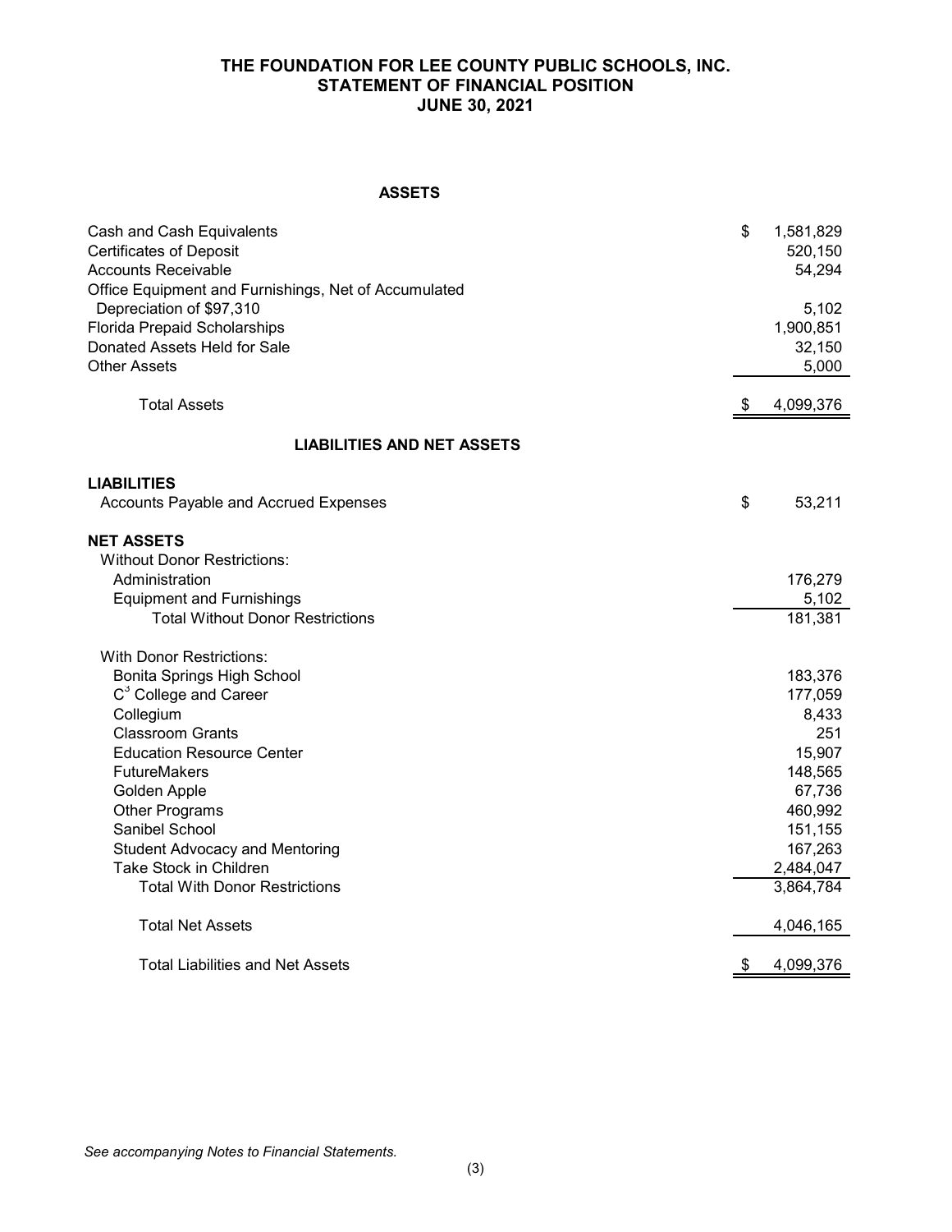# THE FOUNDATION FOR LEE COUNTY PUBLIC SCHOOLS, INC.
## STATEMENT OF FINANCIAL POSITION
## JUNE 30, 2021

### ASSETS

| | |
|---|---|
| Cash and Cash Equivalents | $ 1,581,829 |
| Certificates of Deposit | 520,150 |
| Accounts Receivable | 54,294 |
| Office Equipment and Furnishings, Net of Accumulated Depreciation of $97,310 | 5,102 |
| Florida Prepaid Scholarships | 1,900,851 |
| Donated Assets Held for Sale | 32,150 |
| Other Assets | 5,000 |
| Total Assets | $ 4,099,376 |

### LIABILITIES AND NET ASSETS

| | |
|---|---|
| **LIABILITIES** | |
| Accounts Payable and Accrued Expenses | $ 53,211 |
| **NET ASSETS** | |
| Without Donor Restrictions: | |
| Administration | 176,279 |
| Equipment and Furnishings | 5,102 |
| Total Without Donor Restrictions | 181,381 |
| With Donor Restrictions: | |
| Bonita Springs High School | 183,376 |
| $C^3$ College and Career | 177,059 |
| Collegium | 8,433 |
| Classroom Grants | 251 |
| Education Resource Center | 15,907 |
| FutureMakers | 148,565 |
| Golden Apple | 67,736 |
| Other Programs | 460,992 |
| Sanibel School | 151,155 |
| Student Advocacy and Mentoring | 167,263 |
| Take Stock in Children | 2,484,047 |
| Total With Donor Restrictions | 3,864,784 |
| Total Net Assets | 4,046,165 |
| Total Liabilities and Net Assets | $ 4,099,376 |

*See accompanying Notes to Financial Statements.*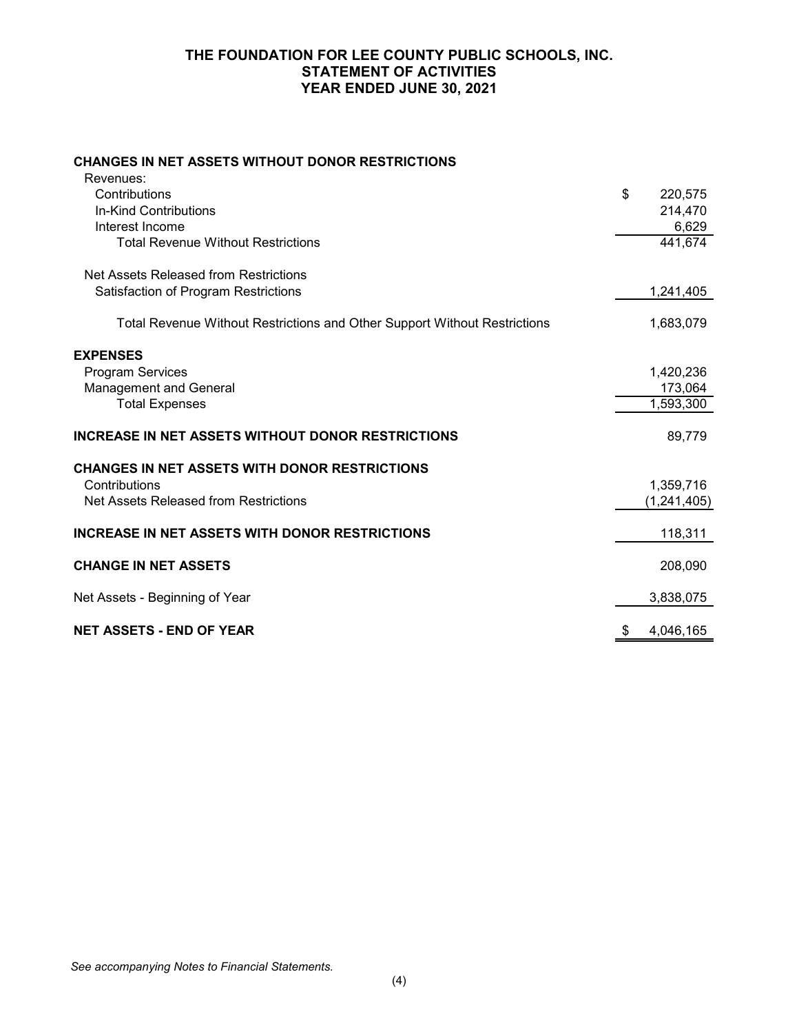# THE FOUNDATION FOR LEE COUNTY PUBLIC SCHOOLS, INC.
## STATEMENT OF ACTIVITIES
## YEAR ENDED JUNE 30, 2021

| | |
|---|---|
| **CHANGES IN NET ASSETS WITHOUT DONOR RESTRICTIONS** | |
| Revenues: | |
| Contributions | $ 220,575 |
| In-Kind Contributions | 214,470 |
| Interest Income | 6,629 |
| Total Revenue Without Restrictions | 441,674 |
| Net Assets Released from Restrictions | |
| Satisfaction of Program Restrictions | 1,241,405 |
| Total Revenue Without Restrictions and Other Support Without Restrictions | 1,683,079 |
| **EXPENSES** | |
| Program Services | 1,420,236 |
| Management and General | 173,064 |
| Total Expenses | 1,593,300 |
| **INCREASE IN NET ASSETS WITHOUT DONOR RESTRICTIONS** | 89,779 |
| **CHANGES IN NET ASSETS WITH DONOR RESTRICTIONS** | |
| Contributions | 1,359,716 |
| Net Assets Released from Restrictions | (1,241,405) |
| **INCREASE IN NET ASSETS WITH DONOR RESTRICTIONS** | 118,311 |
| **CHANGE IN NET ASSETS** | 208,090 |
| Net Assets - Beginning of Year | 3,838,075 |
| **NET ASSETS - END OF YEAR** | $ 4,046,165 |

*See accompanying Notes to Financial Statements.*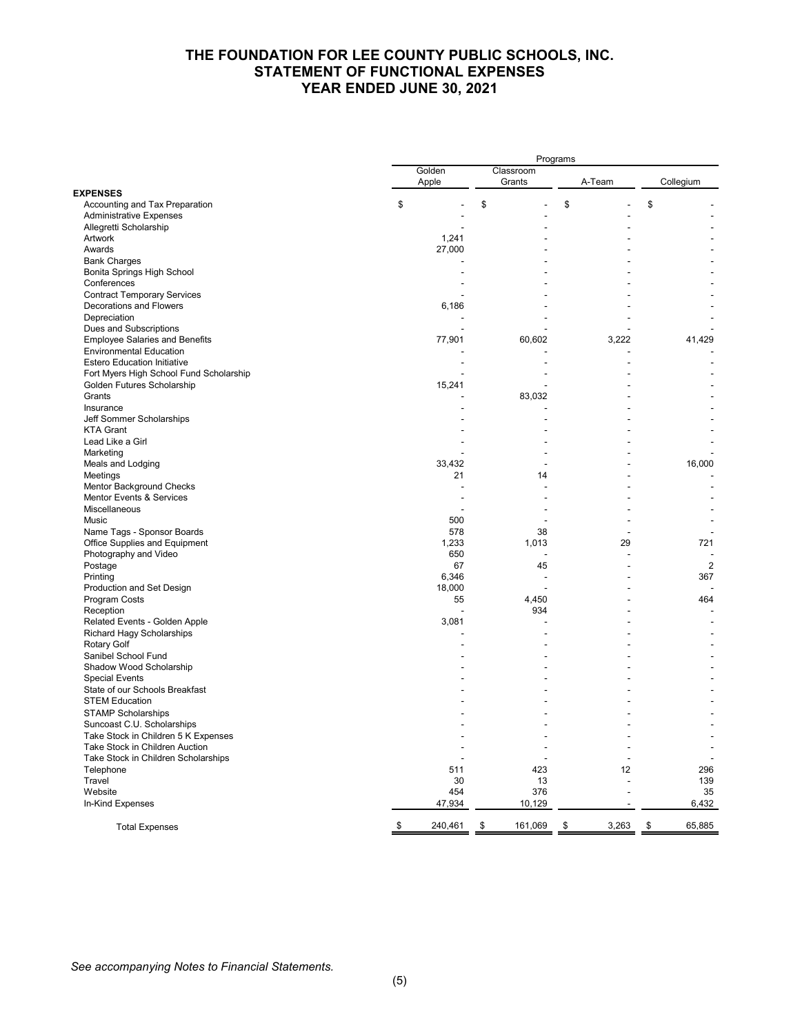# THE FOUNDATION FOR LEE COUNTY PUBLIC SCHOOLS, INC.
# STATEMENT OF FUNCTIONAL EXPENSES
# YEAR ENDED JUNE 30, 2021

| | Programs | | | |
|---|---|---|---|---|
| | Golden Apple | Classroom Grants | A-Team | Collegium |
| **EXPENSES** | | | | |
| Accounting and Tax Preparation | $ - | $ - | $ - | $ - |
| Administrative Expenses | - | - | - | - |
| Allegretti Scholarship | - | - | - | - |
| Artwork | 1,241 | - | - | - |
| Awards | 27,000 | - | - | - |
| Bank Charges | - | - | - | - |
| Bonita Springs High School | - | - | - | - |
| Conferences | - | - | - | - |
| Contract Temporary Services | - | - | - | - |
| Decorations and Flowers | 6,186 | - | - | - |
| Depreciation | - | - | - | - |
| Dues and Subscriptions | - | - | - | - |
| Employee Salaries and Benefits | 77,901 | 60,602 | 3,222 | 41,429 |
| Environmental Education | - | - | - | - |
| Estero Education Initiative | - | - | - | - |
| Fort Myers High School Fund Scholarship | - | - | - | - |
| Golden Futures Scholarship | 15,241 | - | - | - |
| Grants | - | 83,032 | - | - |
| Insurance | - | - | - | - |
| Jeff Sommer Scholarships | - | - | - | - |
| KTA Grant | - | - | - | - |
| Lead Like a Girl | - | - | - | - |
| Marketing | - | - | - | - |
| Meals and Lodging | 33,432 | - | - | 16,000 |
| Meetings | 21 | 14 | - | - |
| Mentor Background Checks | - | - | - | - |
| Mentor Events & Services | - | - | - | - |
| Miscellaneous | - | - | - | - |
| Music | 500 | - | - | - |
| Name Tags - Sponsor Boards | 578 | 38 | - | - |
| Office Supplies and Equipment | 1,233 | 1,013 | 29 | 721 |
| Photography and Video | 650 | - | - | - |
| Postage | 67 | 45 | - | 2 |
| Printing | 6,346 | - | - | 367 |
| Production and Set Design | 18,000 | - | - | - |
| Program Costs | 55 | 4,450 | - | 464 |
| Reception | - | 934 | - | - |
| Related Events - Golden Apple | 3,081 | - | - | - |
| Richard Hagy Scholarships | - | - | - | - |
| Rotary Golf | - | - | - | - |
| Sanibel School Fund | - | - | - | - |
| Shadow Wood Scholarship | - | - | - | - |
| Special Events | - | - | - | - |
| State of our Schools Breakfast | - | - | - | - |
| STEM Education | - | - | - | - |
| STAMP Scholarships | - | - | - | - |
| Suncoast C.U. Scholarships | - | - | - | - |
| Take Stock in Children 5 K Expenses | - | - | - | - |
| Take Stock in Children Auction | - | - | - | - |
| Take Stock in Children Scholarships | - | - | - | - |
| Telephone | 511 | 423 | 12 | 296 |
| Travel | 30 | 13 | - | 139 |
| Website | 454 | 376 | - | 35 |
| In-Kind Expenses | 47,934 | 10,129 | - | 6,432 |
| Total Expenses | $ 240,461 | $ 161,069 | $ 3,263 | $ 65,885 |

*See accompanying Notes to Financial Statements.*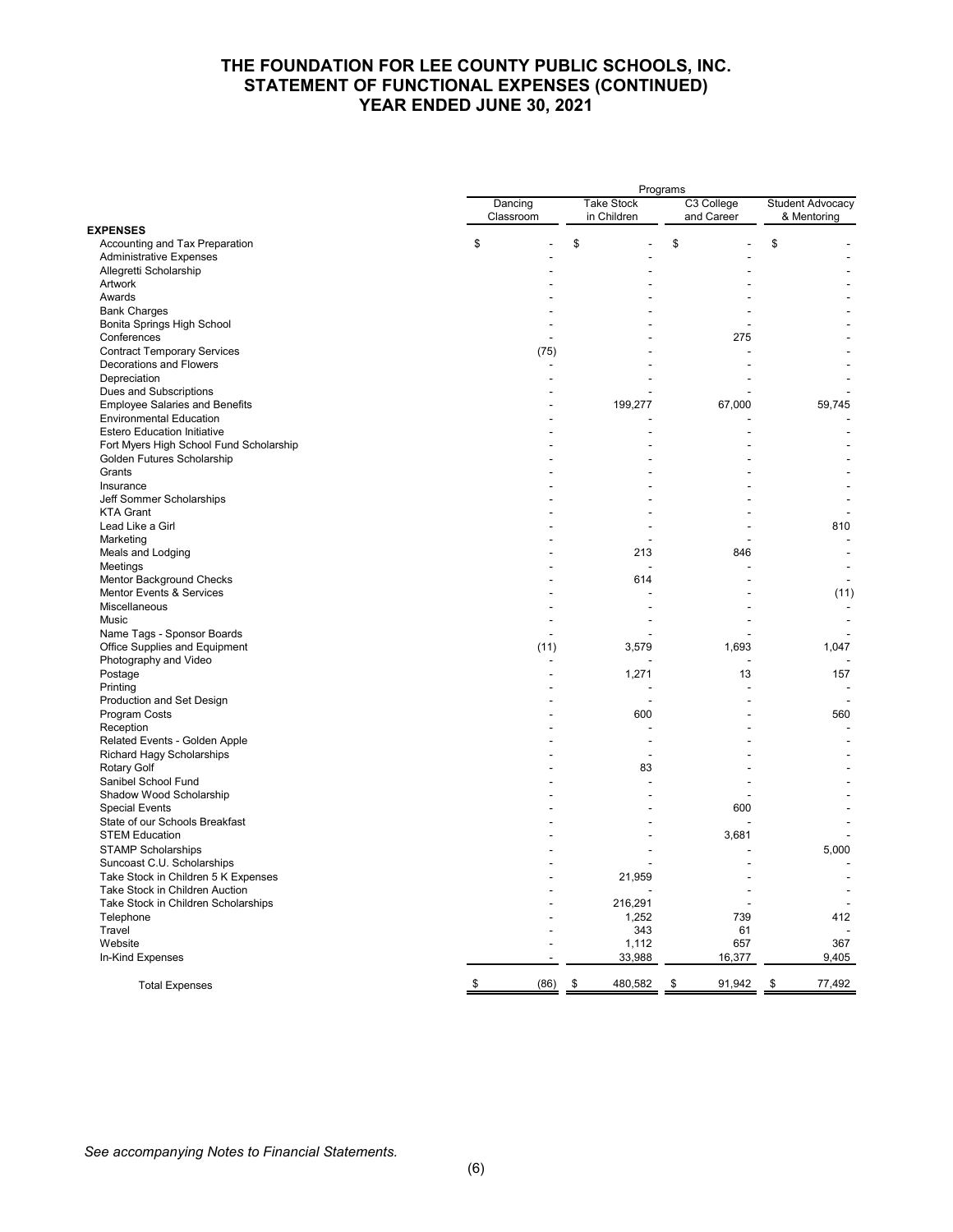# THE FOUNDATION FOR LEE COUNTY PUBLIC SCHOOLS, INC.
## STATEMENT OF FUNCTIONAL EXPENSES (CONTINUED)
## YEAR ENDED JUNE 30, 2021

| | Programs | | | |
|---|---|---|---|---|
| | Dancing Classroom | Take Stock in Children | C3 College and Career | Student Advocacy & Mentoring |
| **EXPENSES** | | | | |
| Accounting and Tax Preparation | $ - | $ - | $ - | $ - |
| Administrative Expenses | - | - | - | - |
| Allegretti Scholarship | - | - | - | - |
| Artwork | - | - | - | - |
| Awards | - | - | - | - |
| Bank Charges | - | - | - | - |
| Bonita Springs High School | - | - | - | - |
| Conferences | - | - | 275 | - |
| Contract Temporary Services | (75) | - | - | - |
| Decorations and Flowers | - | - | - | - |
| Depreciation | - | - | - | - |
| Dues and Subscriptions | - | - | - | - |
| Employee Salaries and Benefits | - | 199,277 | 67,000 | 59,745 |
| Environmental Education | - | - | - | - |
| Estero Education Initiative | - | - | - | - |
| Fort Myers High School Fund Scholarship | - | - | - | - |
| Golden Futures Scholarship | - | - | - | - |
| Grants | - | - | - | - |
| Insurance | - | - | - | - |
| Jeff Sommer Scholarships | - | - | - | - |
| KTA Grant | - | - | - | - |
| Lead Like a Girl | - | - | - | 810 |
| Marketing | - | - | - | - |
| Meals and Lodging | - | 213 | 846 | - |
| Meetings | - | - | - | - |
| Mentor Background Checks | - | 614 | - | - |
| Mentor Events & Services | - | - | - | (11) |
| Miscellaneous | - | - | - | - |
| Music | - | - | - | - |
| Name Tags - Sponsor Boards | - | - | - | - |
| Office Supplies and Equipment | (11) | 3,579 | 1,693 | 1,047 |
| Photography and Video | - | - | - | - |
| Postage | - | 1,271 | 13 | 157 |
| Printing | - | - | - | - |
| Production and Set Design | - | - | - | - |
| Program Costs | - | 600 | - | 560 |
| Reception | - | - | - | - |
| Related Events - Golden Apple | - | - | - | - |
| Richard Hagy Scholarships | - | - | - | - |
| Rotary Golf | - | 83 | - | - |
| Sanibel School Fund | - | - | - | - |
| Shadow Wood Scholarship | - | - | - | - |
| Special Events | - | - | 600 | - |
| State of our Schools Breakfast | - | - | - | - |
| STEM Education | - | - | 3,681 | - |
| STAMP Scholarships | - | - | - | 5,000 |
| Suncoast C.U. Scholarships | - | - | - | - |
| Take Stock in Children 5 K Expenses | - | 21,959 | - | - |
| Take Stock in Children Auction | - | - | - | - |
| Take Stock in Children Scholarships | - | 216,291 | - | - |
| Telephone | - | 1,252 | 739 | 412 |
| Travel | - | 343 | 61 | - |
| Website | - | 1,112 | 657 | 367 |
| In-Kind Expenses | - | 33,988 | 16,377 | 9,405 |
| Total Expenses | $ (86) | $ 480,582 | $ 91,942 | $ 77,492 |

*See accompanying Notes to Financial Statements.*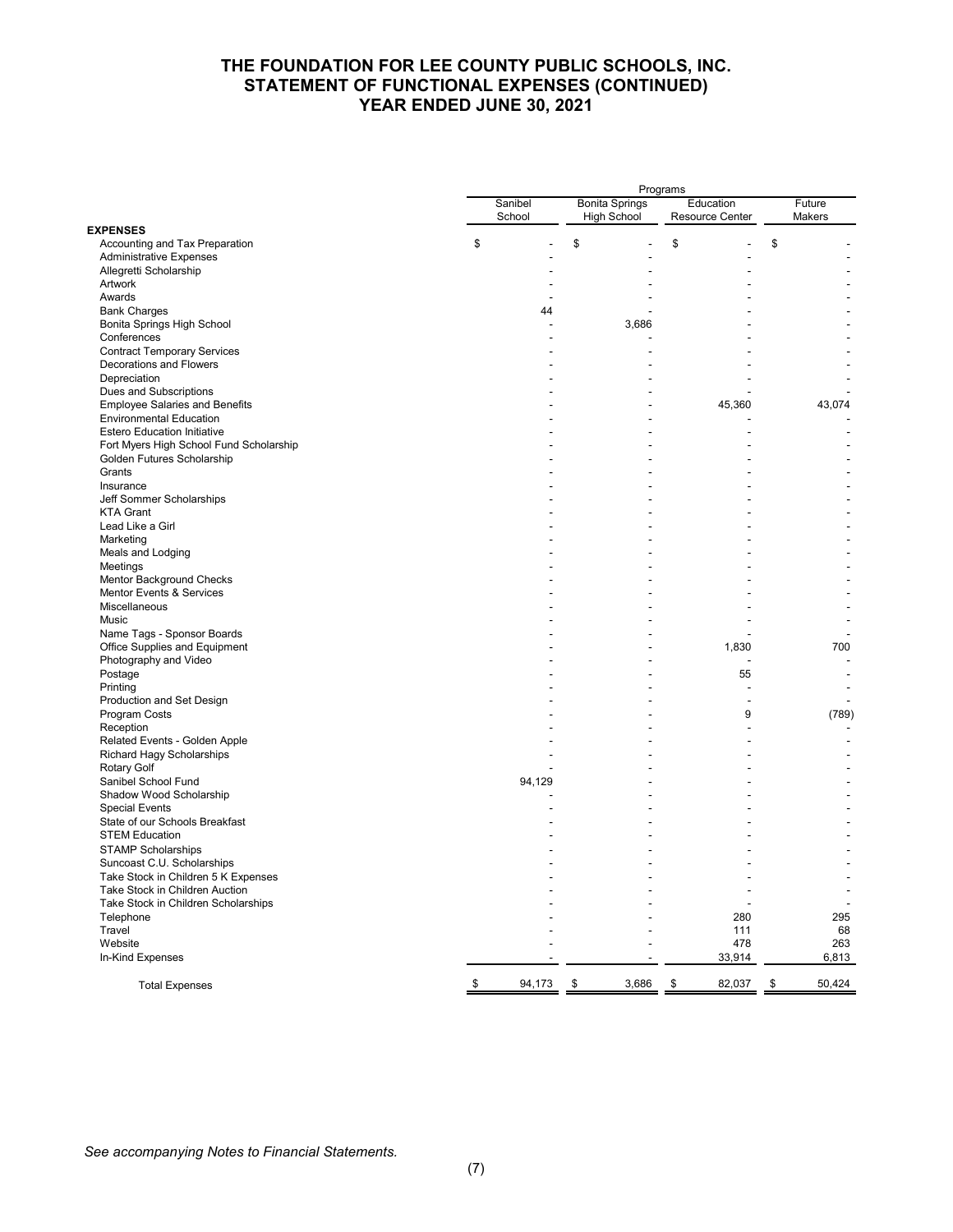# THE FOUNDATION FOR LEE COUNTY PUBLIC SCHOOLS, INC.
# STATEMENT OF FUNCTIONAL EXPENSES (CONTINUED)
# YEAR ENDED JUNE 30, 2021

| | Programs | | | |
|---|---|---|---|---|
| | Sanibel School | Bonita Springs High School | Education Resource Center | Future Makers |
| **EXPENSES** | | | | |
| Accounting and Tax Preparation | $ - | $ - | $ - | $ - |
| Administrative Expenses | - | - | - | - |
| Allegretti Scholarship | - | - | - | - |
| Artwork | - | - | - | - |
| Awards | - | - | - | - |
| Bank Charges | 44 | - | - | - |
| Bonita Springs High School | - | 3,686 | - | - |
| Conferences | - | - | - | - |
| Contract Temporary Services | - | - | - | - |
| Decorations and Flowers | - | - | - | - |
| Depreciation | - | - | - | - |
| Dues and Subscriptions | - | - | - | - |
| Employee Salaries and Benefits | - | - | 45,360 | 43,074 |
| Environmental Education | - | - | - | - |
| Estero Education Initiative | - | - | - | - |
| Fort Myers High School Fund Scholarship | - | - | - | - |
| Golden Futures Scholarship | - | - | - | - |
| Grants | - | - | - | - |
| Insurance | - | - | - | - |
| Jeff Sommer Scholarships | - | - | - | - |
| KTA Grant | - | - | - | - |
| Lead Like a Girl | - | - | - | - |
| Marketing | - | - | - | - |
| Meals and Lodging | - | - | - | - |
| Meetings | - | - | - | - |
| Mentor Background Checks | - | - | - | - |
| Mentor Events & Services | - | - | - | - |
| Miscellaneous | - | - | - | - |
| Music | - | - | - | - |
| Name Tags - Sponsor Boards | - | - | - | - |
| Office Supplies and Equipment | - | - | 1,830 | 700 |
| Photography and Video | - | - | - | - |
| Postage | - | - | 55 | - |
| Printing | - | - | - | - |
| Production and Set Design | - | - | - | - |
| Program Costs | - | - | 9 | (789) |
| Reception | - | - | - | - |
| Related Events - Golden Apple | - | - | - | - |
| Richard Hagy Scholarships | - | - | - | - |
| Rotary Golf | - | - | - | - |
| Sanibel School Fund | 94,129 | - | - | - |
| Shadow Wood Scholarship | - | - | - | - |
| Special Events | - | - | - | - |
| State of our Schools Breakfast | - | - | - | - |
| STEM Education | - | - | - | - |
| STAMP Scholarships | - | - | - | - |
| Suncoast C.U. Scholarships | - | - | - | - |
| Take Stock in Children 5 K Expenses | - | - | - | - |
| Take Stock in Children Auction | - | - | - | - |
| Take Stock in Children Scholarships | - | - | - | - |
| Telephone | - | - | 280 | 295 |
| Travel | - | - | 111 | 68 |
| Website | - | - | 478 | 263 |
| In-Kind Expenses | - | - | 33,914 | 6,813 |
| Total Expenses | $ 94,173 | $ 3,686 | $ 82,037 | $ 50,424 |

*See accompanying Notes to Financial Statements.*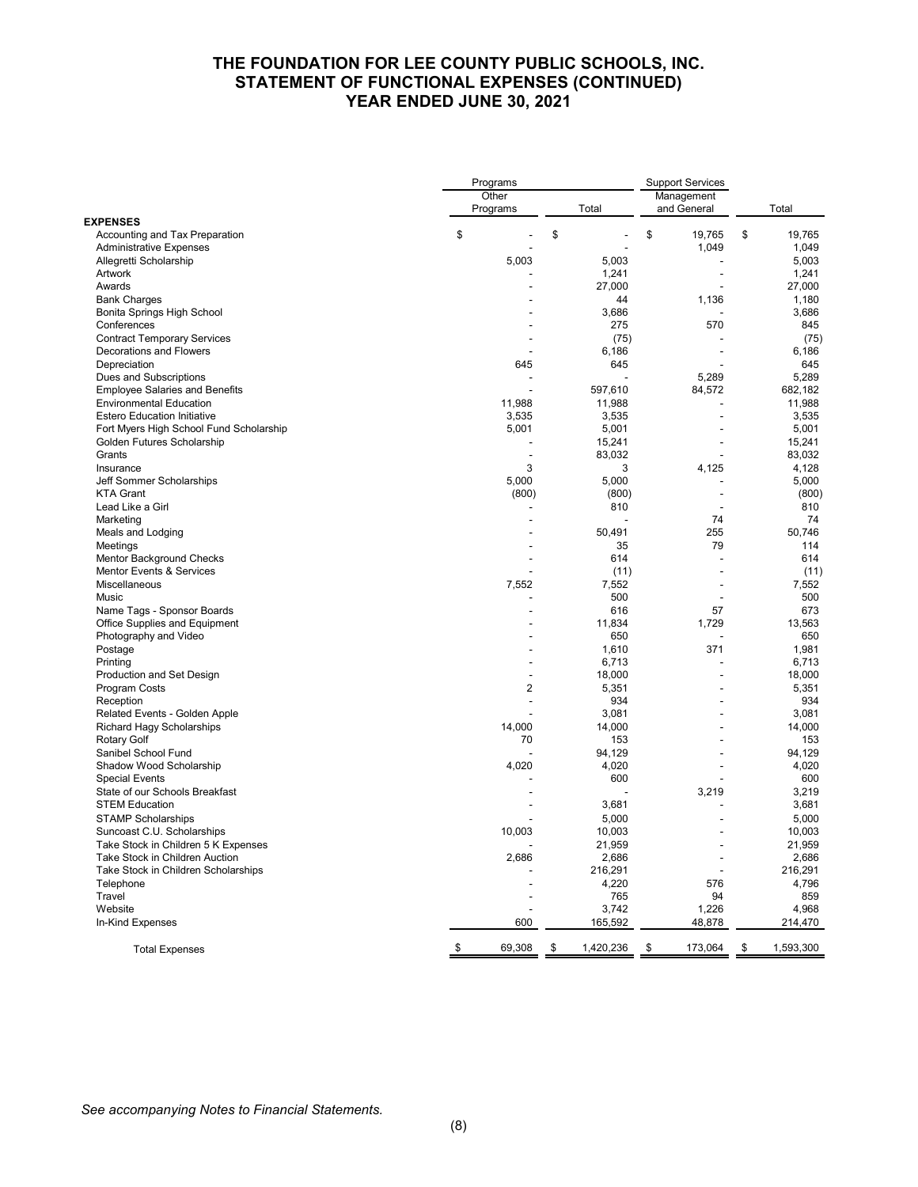# THE FOUNDATION FOR LEE COUNTY PUBLIC SCHOOLS, INC.
# STATEMENT OF FUNCTIONAL EXPENSES (CONTINUED)
# YEAR ENDED JUNE 30, 2021

| | Programs | | Support Services | |
|---|---|---|---|---|
| | Other Programs | Total | Management and General | Total |
| **EXPENSES** | | | | |
| Accounting and Tax Preparation | $ - | $ - | $ 19,765 | $ 19,765 |
| Administrative Expenses | - | - | 1,049 | 1,049 |
| Allegretti Scholarship | 5,003 | 5,003 | - | 5,003 |
| Artwork | - | 1,241 | - | 1,241 |
| Awards | - | 27,000 | - | 27,000 |
| Bank Charges | - | 44 | 1,136 | 1,180 |
| Bonita Springs High School | - | 3,686 | - | 3,686 |
| Conferences | - | 275 | 570 | 845 |
| Contract Temporary Services | - | (75) | - | (75) |
| Decorations and Flowers | - | 6,186 | - | 6,186 |
| Depreciation | 645 | 645 | - | 645 |
| Dues and Subscriptions | - | - | 5,289 | 5,289 |
| Employee Salaries and Benefits | - | 597,610 | 84,572 | 682,182 |
| Environmental Education | 11,988 | 11,988 | - | 11,988 |
| Estero Education Initiative | 3,535 | 3,535 | - | 3,535 |
| Fort Myers High School Fund Scholarship | 5,001 | 5,001 | - | 5,001 |
| Golden Futures Scholarship | - | 15,241 | - | 15,241 |
| Grants | - | 83,032 | - | 83,032 |
| Insurance | 3 | 3 | 4,125 | 4,128 |
| Jeff Sommer Scholarships | 5,000 | 5,000 | - | 5,000 |
| KTA Grant | (800) | (800) | - | (800) |
| Lead Like a Girl | - | 810 | - | 810 |
| Marketing | - | - | 74 | 74 |
| Meals and Lodging | - | 50,491 | 255 | 50,746 |
| Meetings | - | 35 | 79 | 114 |
| Mentor Background Checks | - | 614 | - | 614 |
| Mentor Events & Services | - | (11) | - | (11) |
| Miscellaneous | 7,552 | 7,552 | - | 7,552 |
| Music | - | 500 | - | 500 |
| Name Tags - Sponsor Boards | - | 616 | 57 | 673 |
| Office Supplies and Equipment | - | 11,834 | 1,729 | 13,563 |
| Photography and Video | - | 650 | - | 650 |
| Postage | - | 1,610 | 371 | 1,981 |
| Printing | - | 6,713 | - | 6,713 |
| Production and Set Design | - | 18,000 | - | 18,000 |
| Program Costs | 2 | 5,351 | - | 5,351 |
| Reception | - | 934 | - | 934 |
| Related Events - Golden Apple | - | 3,081 | - | 3,081 |
| Richard Hagy Scholarships | 14,000 | 14,000 | - | 14,000 |
| Rotary Golf | 70 | 153 | - | 153 |
| Sanibel School Fund | - | 94,129 | - | 94,129 |
| Shadow Wood Scholarship | 4,020 | 4,020 | - | 4,020 |
| Special Events | - | 600 | - | 600 |
| State of our Schools Breakfast | - | - | 3,219 | 3,219 |
| STEM Education | - | 3,681 | - | 3,681 |
| STAMP Scholarships | - | 5,000 | - | 5,000 |
| Suncoast C.U. Scholarships | 10,003 | 10,003 | - | 10,003 |
| Take Stock in Children 5 K Expenses | - | 21,959 | - | 21,959 |
| Take Stock in Children Auction | 2,686 | 2,686 | - | 2,686 |
| Take Stock in Children Scholarships | - | 216,291 | - | 216,291 |
| Telephone | - | 4,220 | 576 | 4,796 |
| Travel | - | 765 | 94 | 859 |
| Website | - | 3,742 | 1,226 | 4,968 |
| In-Kind Expenses | 600 | 165,592 | 48,878 | 214,470 |
| Total Expenses | $ 69,308 | $ 1,420,236 | $ 173,064 | $ 1,593,300 |

*See accompanying Notes to Financial Statements.*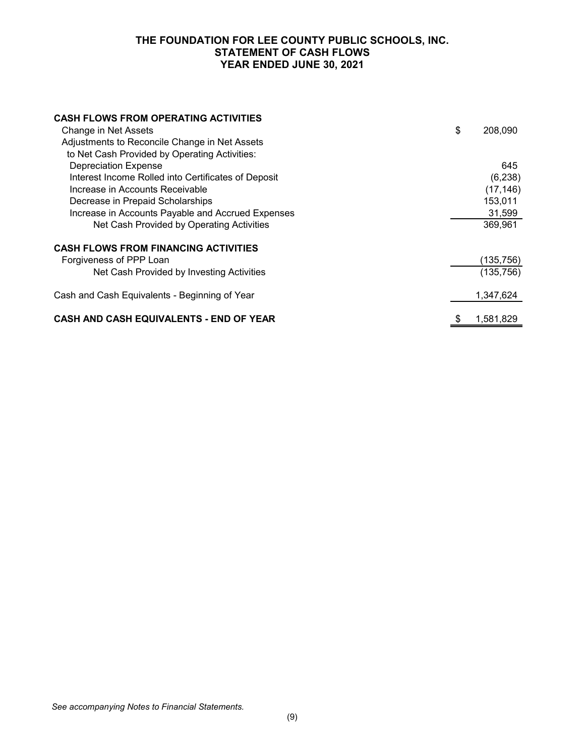# THE FOUNDATION FOR LEE COUNTY PUBLIC SCHOOLS, INC.
## STATEMENT OF CASH FLOWS
## YEAR ENDED JUNE 30, 2021

| | |
|---|---|
| **CASH FLOWS FROM OPERATING ACTIVITIES** | |
| Change in Net Assets | $ 208,090 |
| Adjustments to Reconcile Change in Net Assets to Net Cash Provided by Operating Activities: | |
| Depreciation Expense | 645 |
| Interest Income Rolled into Certificates of Deposit | (6,238) |
| Increase in Accounts Receivable | (17,146) |
| Decrease in Prepaid Scholarships | 153,011 |
| Increase in Accounts Payable and Accrued Expenses | 31,599 |
| Net Cash Provided by Operating Activities | 369,961 |
| | |
| **CASH FLOWS FROM FINANCING ACTIVITIES** | |
| Forgiveness of PPP Loan | (135,756) |
| Net Cash Provided by Investing Activities | (135,756) |
| | |
| Cash and Cash Equivalents - Beginning of Year | 1,347,624 |
| | |
| **CASH AND CASH EQUIVALENTS - END OF YEAR** | $ 1,581,829 |

*See accompanying Notes to Financial Statements.*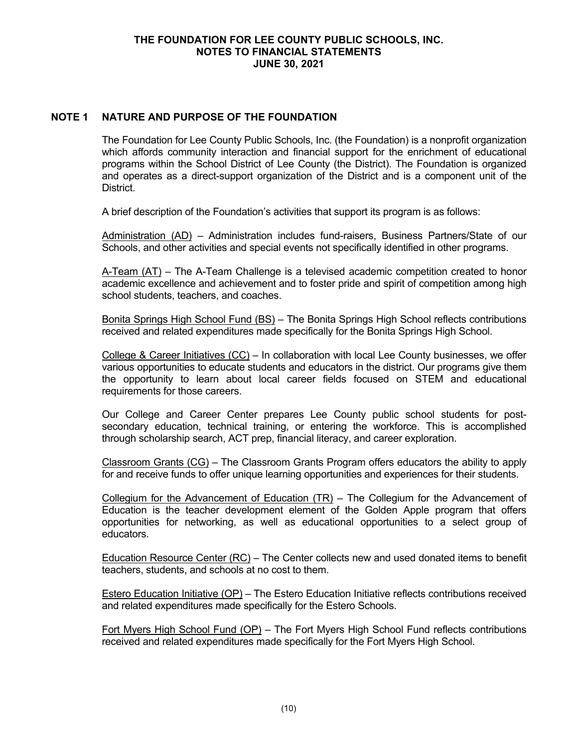## NOTE 1 NATURE AND PURPOSE OF THE FOUNDATION

The Foundation for Lee County Public Schools, Inc. (the Foundation) is a nonprofit organization which affords community interaction and financial support for the enrichment of educational programs within the School District of Lee County (the District). The Foundation is organized and operates as a direct-support organization of the District and is a component unit of the District.

A brief description of the Foundation's activities that support its program is as follows:

Administration (AD) – Administration includes fund-raisers, Business Partners/State of our Schools, and other activities and special events not specifically identified in other programs.

A-Team (AT) – The A-Team Challenge is a televised academic competition created to honor academic excellence and achievement and to foster pride and spirit of competition among high school students, teachers, and coaches.

Bonita Springs High School Fund (BS) – The Bonita Springs High School reflects contributions received and related expenditures made specifically for the Bonita Springs High School.

College & Career Initiatives (CC) – In collaboration with local Lee County businesses, we offer various opportunities to educate students and educators in the district. Our programs give them the opportunity to learn about local career fields focused on STEM and educational requirements for those careers.

Our College and Career Center prepares Lee County public school students for post-secondary education, technical training, or entering the workforce. This is accomplished through scholarship search, ACT prep, financial literacy, and career exploration.

Classroom Grants (CG) – The Classroom Grants Program offers educators the ability to apply for and receive funds to offer unique learning opportunities and experiences for their students.

Collegium for the Advancement of Education (TR) – The Collegium for the Advancement of Education is the teacher development element of the Golden Apple program that offers opportunities for networking, as well as educational opportunities to a select group of educators.

Education Resource Center (RC) – The Center collects new and used donated items to benefit teachers, students, and schools at no cost to them.

Estero Education Initiative (OP) – The Estero Education Initiative reflects contributions received and related expenditures made specifically for the Estero Schools.

Fort Myers High School Fund (OP) – The Fort Myers High School Fund reflects contributions received and related expenditures made specifically for the Fort Myers High School.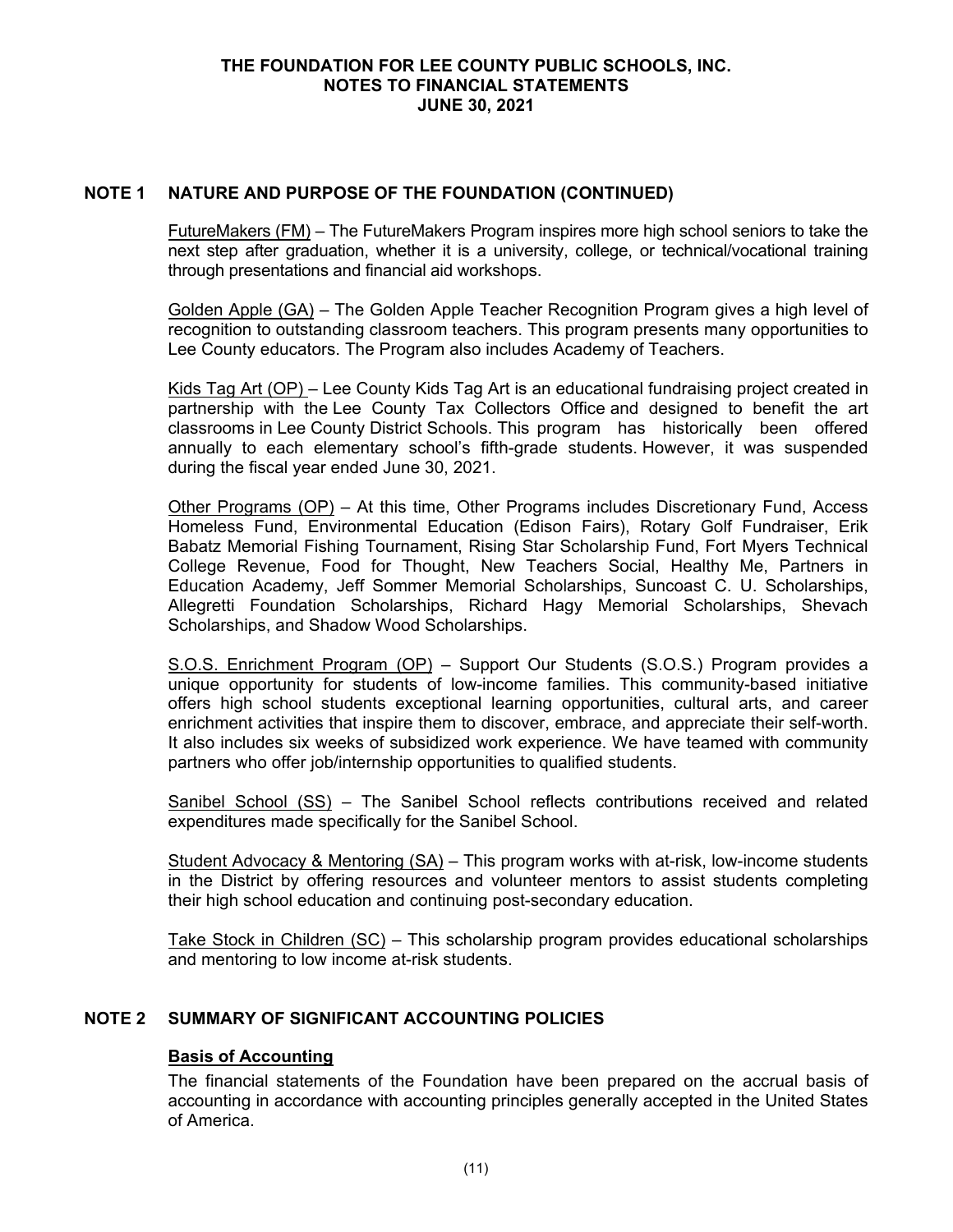## NOTE 1 NATURE AND PURPOSE OF THE FOUNDATION (CONTINUED)

<u>FutureMakers (FM)</u> – The FutureMakers Program inspires more high school seniors to take the next step after graduation, whether it is a university, college, or technical/vocational training through presentations and financial aid workshops.

<u>Golden Apple (GA)</u> – The Golden Apple Teacher Recognition Program gives a high level of recognition to outstanding classroom teachers. This program presents many opportunities to Lee County educators. The Program also includes Academy of Teachers.

<u>Kids Tag Art (OP)</u> – Lee County Kids Tag Art is an educational fundraising project created in partnership with the Lee County Tax Collectors Office and designed to benefit the art classrooms in Lee County District Schools. This program has historically been offered annually to each elementary school's fifth-grade students. However, it was suspended during the fiscal year ended June 30, 2021.

<u>Other Programs (OP)</u> – At this time, Other Programs includes Discretionary Fund, Access Homeless Fund, Environmental Education (Edison Fairs), Rotary Golf Fundraiser, Erik Babatz Memorial Fishing Tournament, Rising Star Scholarship Fund, Fort Myers Technical College Revenue, Food for Thought, New Teachers Social, Healthy Me, Partners in Education Academy, Jeff Sommer Memorial Scholarships, Suncoast C. U. Scholarships, Allegretti Foundation Scholarships, Richard Hagy Memorial Scholarships, Shevach Scholarships, and Shadow Wood Scholarships.

<u>S.O.S. Enrichment Program (OP)</u> – Support Our Students (S.O.S.) Program provides a unique opportunity for students of low-income families. This community-based initiative offers high school students exceptional learning opportunities, cultural arts, and career enrichment activities that inspire them to discover, embrace, and appreciate their self-worth. It also includes six weeks of subsidized work experience. We have teamed with community partners who offer job/internship opportunities to qualified students.

<u>Sanibel School (SS)</u> – The Sanibel School reflects contributions received and related expenditures made specifically for the Sanibel School.

<u>Student Advocacy & Mentoring (SA)</u> – This program works with at-risk, low-income students in the District by offering resources and volunteer mentors to assist students completing their high school education and continuing post-secondary education.

<u>Take Stock in Children (SC)</u> – This scholarship program provides educational scholarships and mentoring to low income at-risk students.

## NOTE 2 SUMMARY OF SIGNIFICANT ACCOUNTING POLICIES

### Basis of Accounting

The financial statements of the Foundation have been prepared on the accrual basis of accounting in accordance with accounting principles generally accepted in the United States of America.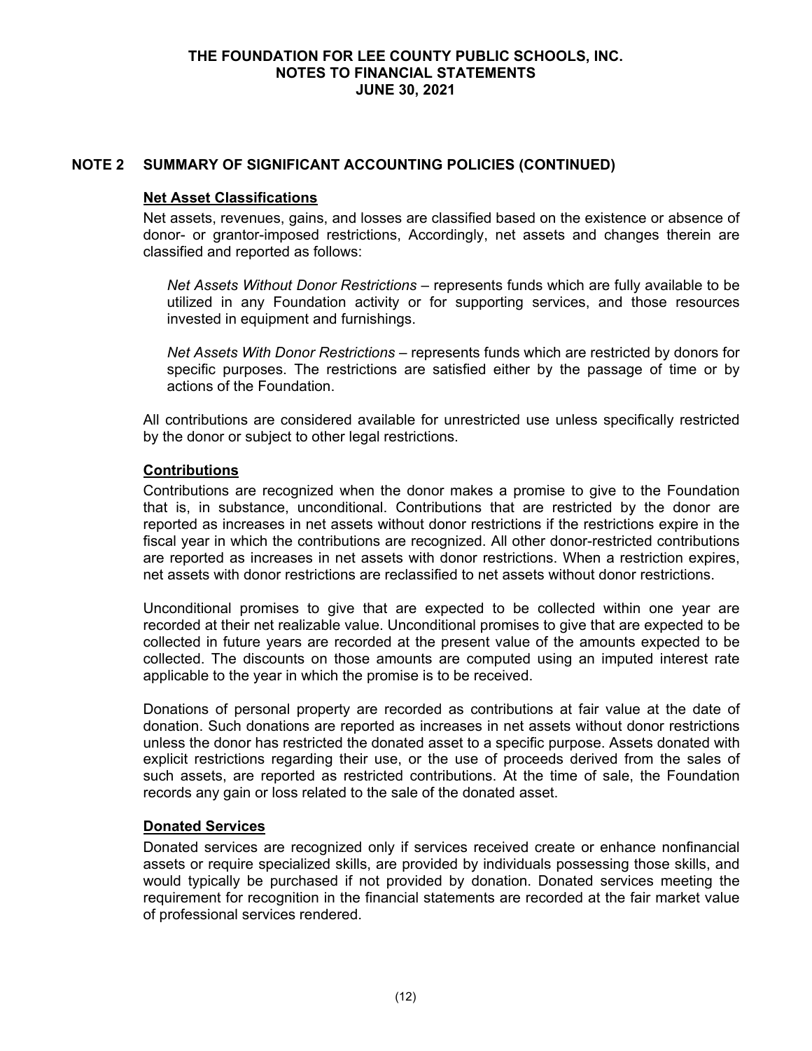## NOTE 2 SUMMARY OF SIGNIFICANT ACCOUNTING POLICIES (CONTINUED)

### Net Asset Classifications

Net assets, revenues, gains, and losses are classified based on the existence or absence of donor- or grantor-imposed restrictions, Accordingly, net assets and changes therein are classified and reported as follows:

*Net Assets Without Donor Restrictions* – represents funds which are fully available to be utilized in any Foundation activity or for supporting services, and those resources invested in equipment and furnishings.

*Net Assets With Donor Restrictions* – represents funds which are restricted by donors for specific purposes. The restrictions are satisfied either by the passage of time or by actions of the Foundation.

All contributions are considered available for unrestricted use unless specifically restricted by the donor or subject to other legal restrictions.

### Contributions

Contributions are recognized when the donor makes a promise to give to the Foundation that is, in substance, unconditional. Contributions that are restricted by the donor are reported as increases in net assets without donor restrictions if the restrictions expire in the fiscal year in which the contributions are recognized. All other donor-restricted contributions are reported as increases in net assets with donor restrictions. When a restriction expires, net assets with donor restrictions are reclassified to net assets without donor restrictions.

Unconditional promises to give that are expected to be collected within one year are recorded at their net realizable value. Unconditional promises to give that are expected to be collected in future years are recorded at the present value of the amounts expected to be collected. The discounts on those amounts are computed using an imputed interest rate applicable to the year in which the promise is to be received.

Donations of personal property are recorded as contributions at fair value at the date of donation. Such donations are reported as increases in net assets without donor restrictions unless the donor has restricted the donated asset to a specific purpose. Assets donated with explicit restrictions regarding their use, or the use of proceeds derived from the sales of such assets, are reported as restricted contributions. At the time of sale, the Foundation records any gain or loss related to the sale of the donated asset.

### Donated Services

Donated services are recognized only if services received create or enhance nonfinancial assets or require specialized skills, are provided by individuals possessing those skills, and would typically be purchased if not provided by donation. Donated services meeting the requirement for recognition in the financial statements are recorded at the fair market value of professional services rendered.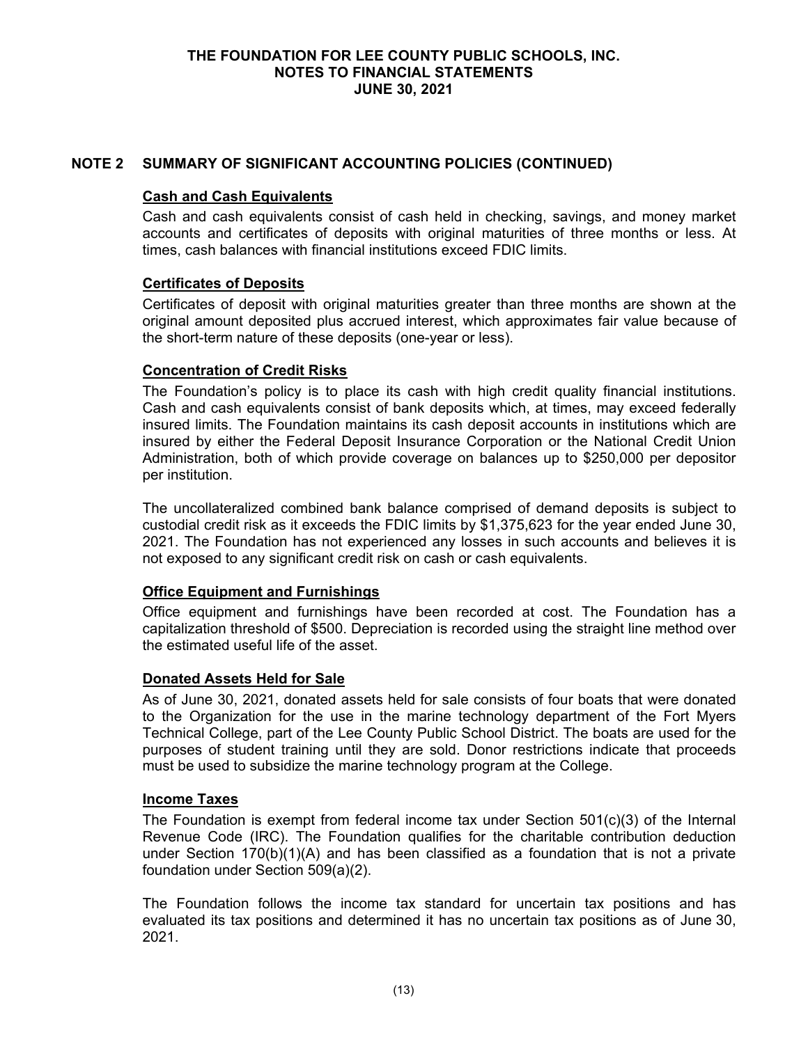# THE FOUNDATION FOR LEE COUNTY PUBLIC SCHOOLS, INC.
# NOTES TO FINANCIAL STATEMENTS
# JUNE 30, 2021

## NOTE 2 SUMMARY OF SIGNIFICANT ACCOUNTING POLICIES (CONTINUED)

### Cash and Cash Equivalents

Cash and cash equivalents consist of cash held in checking, savings, and money market accounts and certificates of deposits with original maturities of three months or less. At times, cash balances with financial institutions exceed FDIC limits.

### Certificates of Deposits

Certificates of deposit with original maturities greater than three months are shown at the original amount deposited plus accrued interest, which approximates fair value because of the short-term nature of these deposits (one-year or less).

### Concentration of Credit Risks

The Foundation's policy is to place its cash with high credit quality financial institutions. Cash and cash equivalents consist of bank deposits which, at times, may exceed federally insured limits. The Foundation maintains its cash deposit accounts in institutions which are insured by either the Federal Deposit Insurance Corporation or the National Credit Union Administration, both of which provide coverage on balances up to $250,000 per depositor per institution.

The uncollateralized combined bank balance comprised of demand deposits is subject to custodial credit risk as it exceeds the FDIC limits by $1,375,623 for the year ended June 30, 2021. The Foundation has not experienced any losses in such accounts and believes it is not exposed to any significant credit risk on cash or cash equivalents.

### Office Equipment and Furnishings

Office equipment and furnishings have been recorded at cost. The Foundation has a capitalization threshold of $500. Depreciation is recorded using the straight line method over the estimated useful life of the asset.

### Donated Assets Held for Sale

As of June 30, 2021, donated assets held for sale consists of four boats that were donated to the Organization for the use in the marine technology department of the Fort Myers Technical College, part of the Lee County Public School District. The boats are used for the purposes of student training until they are sold. Donor restrictions indicate that proceeds must be used to subsidize the marine technology program at the College.

### Income Taxes

The Foundation is exempt from federal income tax under Section 501(c)(3) of the Internal Revenue Code (IRC). The Foundation qualifies for the charitable contribution deduction under Section 170(b)(1)(A) and has been classified as a foundation that is not a private foundation under Section 509(a)(2).

The Foundation follows the income tax standard for uncertain tax positions and has evaluated its tax positions and determined it has no uncertain tax positions as of June 30, 2021.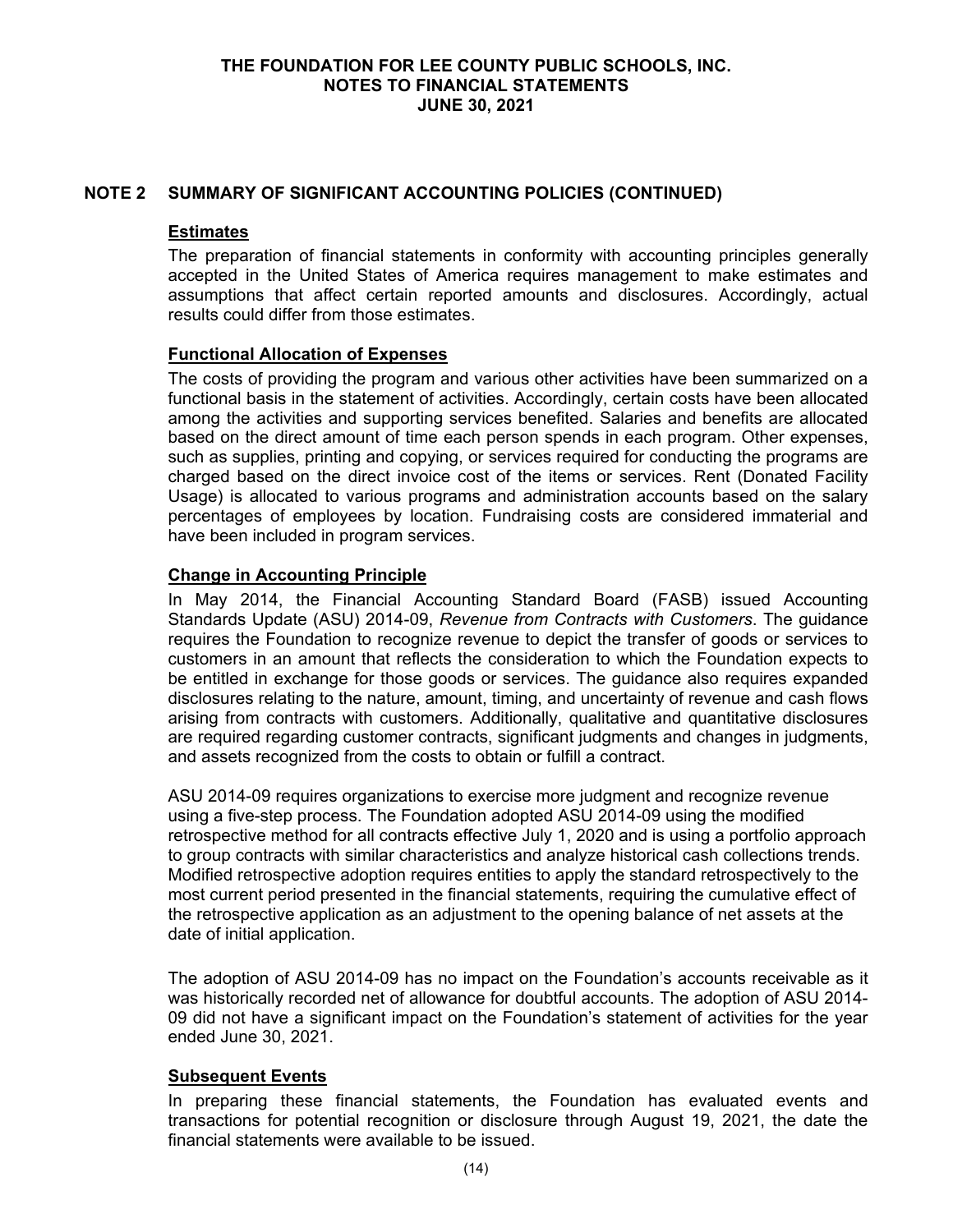## NOTE 2 SUMMARY OF SIGNIFICANT ACCOUNTING POLICIES (CONTINUED)

### Estimates

The preparation of financial statements in conformity with accounting principles generally accepted in the United States of America requires management to make estimates and assumptions that affect certain reported amounts and disclosures. Accordingly, actual results could differ from those estimates.

### Functional Allocation of Expenses

The costs of providing the program and various other activities have been summarized on a functional basis in the statement of activities. Accordingly, certain costs have been allocated among the activities and supporting services benefited. Salaries and benefits are allocated based on the direct amount of time each person spends in each program. Other expenses, such as supplies, printing and copying, or services required for conducting the programs are charged based on the direct invoice cost of the items or services. Rent (Donated Facility Usage) is allocated to various programs and administration accounts based on the salary percentages of employees by location. Fundraising costs are considered immaterial and have been included in program services.

### Change in Accounting Principle

In May 2014, the Financial Accounting Standard Board (FASB) issued Accounting Standards Update (ASU) 2014-09, *Revenue from Contracts with Customers*. The guidance requires the Foundation to recognize revenue to depict the transfer of goods or services to customers in an amount that reflects the consideration to which the Foundation expects to be entitled in exchange for those goods or services. The guidance also requires expanded disclosures relating to the nature, amount, timing, and uncertainty of revenue and cash flows arising from contracts with customers. Additionally, qualitative and quantitative disclosures are required regarding customer contracts, significant judgments and changes in judgments, and assets recognized from the costs to obtain or fulfill a contract.

ASU 2014-09 requires organizations to exercise more judgment and recognize revenue using a five-step process. The Foundation adopted ASU 2014-09 using the modified retrospective method for all contracts effective July 1, 2020 and is using a portfolio approach to group contracts with similar characteristics and analyze historical cash collections trends. Modified retrospective adoption requires entities to apply the standard retrospectively to the most current period presented in the financial statements, requiring the cumulative effect of the retrospective application as an adjustment to the opening balance of net assets at the date of initial application.

The adoption of ASU 2014-09 has no impact on the Foundation's accounts receivable as it was historically recorded net of allowance for doubtful accounts. The adoption of ASU 2014-09 did not have a significant impact on the Foundation's statement of activities for the year ended June 30, 2021.

### Subsequent Events

In preparing these financial statements, the Foundation has evaluated events and transactions for potential recognition or disclosure through August 19, 2021, the date the financial statements were available to be issued.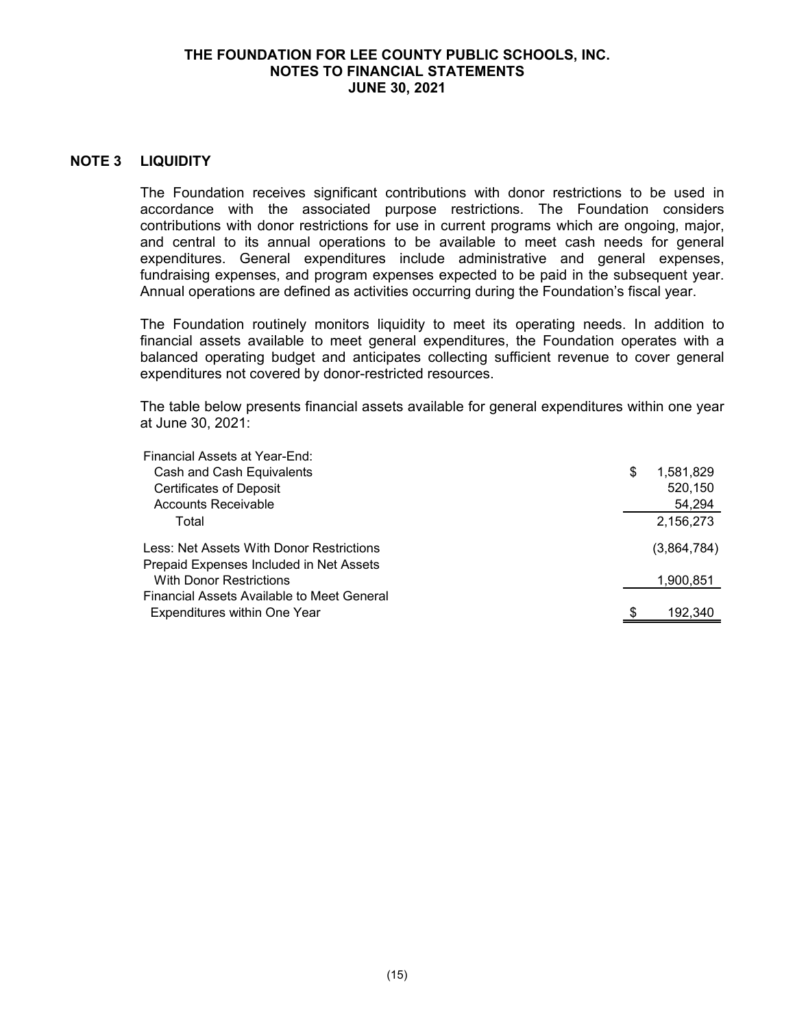## NOTE 3 LIQUIDITY

The Foundation receives significant contributions with donor restrictions to be used in accordance with the associated purpose restrictions. The Foundation considers contributions with donor restrictions for use in current programs which are ongoing, major, and central to its annual operations to be available to meet cash needs for general expenditures. General expenditures include administrative and general expenses, fundraising expenses, and program expenses expected to be paid in the subsequent year. Annual operations are defined as activities occurring during the Foundation's fiscal year.

The Foundation routinely monitors liquidity to meet its operating needs. In addition to financial assets available to meet general expenditures, the Foundation operates with a balanced operating budget and anticipates collecting sufficient revenue to cover general expenditures not covered by donor-restricted resources.

The table below presents financial assets available for general expenditures within one year at June 30, 2021:

| | |
|---|---|
| Financial Assets at Year-End: | |
| Cash and Cash Equivalents | $ 1,581,829 |
| Certificates of Deposit | 520,150 |
| Accounts Receivable | 54,294 |
| Total | 2,156,273 |
| Less: Net Assets With Donor Restrictions | (3,864,784) |
| Prepaid Expenses Included in Net Assets With Donor Restrictions | 1,900,851 |
| Financial Assets Available to Meet General Expenditures within One Year | $ 192,340 |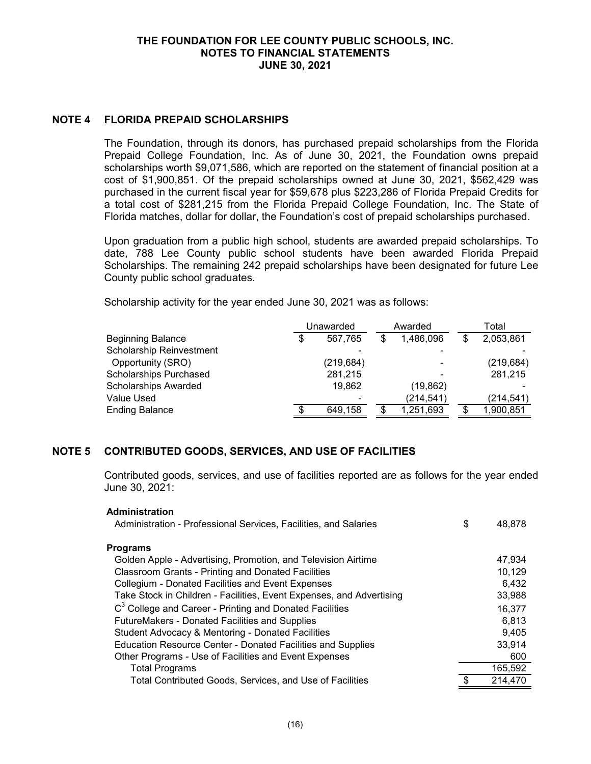## NOTE 4 FLORIDA PREPAID SCHOLARSHIPS

The Foundation, through its donors, has purchased prepaid scholarships from the Florida Prepaid College Foundation, Inc. As of June 30, 2021, the Foundation owns prepaid scholarships worth $9,071,586, which are reported on the statement of financial position at a cost of $1,900,851. Of the prepaid scholarships owned at June 30, 2021, $562,429 was purchased in the current fiscal year for $59,678 plus $223,286 of Florida Prepaid Credits for a total cost of $281,215 from the Florida Prepaid College Foundation, Inc. The State of Florida matches, dollar for dollar, the Foundation's cost of prepaid scholarships purchased.

Upon graduation from a public high school, students are awarded prepaid scholarships. To date, 788 Lee County public school students have been awarded Florida Prepaid Scholarships. The remaining 242 prepaid scholarships have been designated for future Lee County public school graduates.

Scholarship activity for the year ended June 30, 2021 was as follows:

| | Unawarded | Awarded | Total |
|---|---|---|---|
| Beginning Balance | $ 567,765 | $ 1,486,096 | $ 2,053,861 |
| Scholarship Reinvestment Opportunity (SRO) | (219,684) | - | (219,684) |
| Scholarships Purchased | 281,215 | - | 281,215 |
| Scholarships Awarded | 19,862 | (19,862) | - |
| Value Used | - | (214,541) | (214,541) |
| Ending Balance | $ 649,158 | $ 1,251,693 | $ 1,900,851 |

## NOTE 5 CONTRIBUTED GOODS, SERVICES, AND USE OF FACILITIES

Contributed goods, services, and use of facilities reported are as follows for the year ended June 30, 2021:

| | |
|---|---|
| **Administration** | |
| Administration - Professional Services, Facilities, and Salaries | $ 48,878 |
| **Programs** | |
| Golden Apple - Advertising, Promotion, and Television Airtime | 47,934 |
| Classroom Grants - Printing and Donated Facilities | 10,129 |
| Collegium - Donated Facilities and Event Expenses | 6,432 |
| Take Stock in Children - Facilities, Event Expenses, and Advertising | 33,988 |
| $C^3$ College and Career - Printing and Donated Facilities | 16,377 |
| FutureMakers - Donated Facilities and Supplies | 6,813 |
| Student Advocacy & Mentoring - Donated Facilities | 9,405 |
| Education Resource Center - Donated Facilities and Supplies | 33,914 |
| Other Programs - Use of Facilities and Event Expenses | 600 |
| Total Programs | 165,592 |
| Total Contributed Goods, Services, and Use of Facilities | $ 214,470 |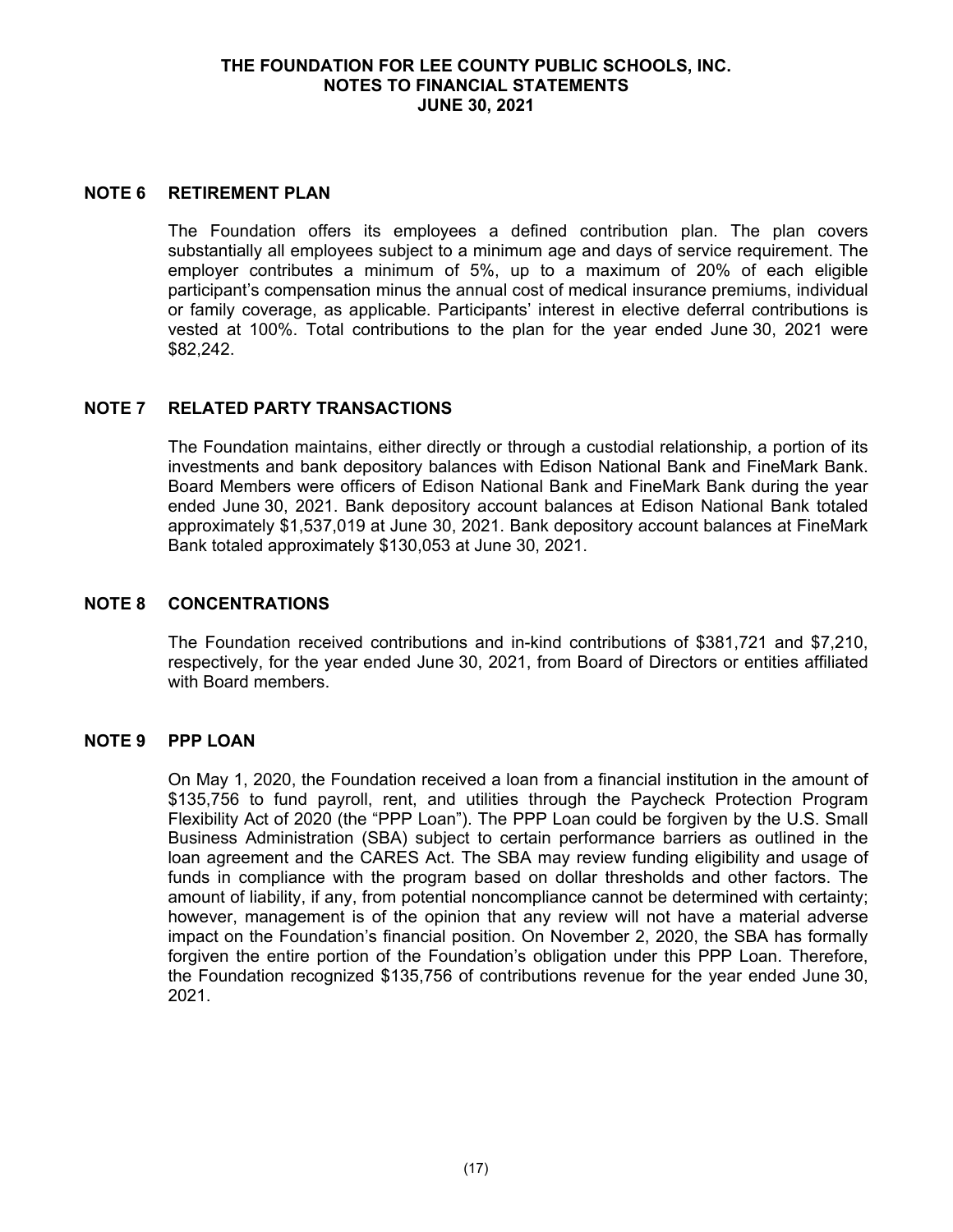## NOTE 6 RETIREMENT PLAN

The Foundation offers its employees a defined contribution plan. The plan covers substantially all employees subject to a minimum age and days of service requirement. The employer contributes a minimum of 5%, up to a maximum of 20% of each eligible participant's compensation minus the annual cost of medical insurance premiums, individual or family coverage, as applicable. Participants' interest in elective deferral contributions is vested at 100%. Total contributions to the plan for the year ended June 30, 2021 were $82,242.

## NOTE 7 RELATED PARTY TRANSACTIONS

The Foundation maintains, either directly or through a custodial relationship, a portion of its investments and bank depository balances with Edison National Bank and FineMark Bank. Board Members were officers of Edison National Bank and FineMark Bank during the year ended June 30, 2021. Bank depository account balances at Edison National Bank totaled approximately $1,537,019 at June 30, 2021. Bank depository account balances at FineMark Bank totaled approximately $130,053 at June 30, 2021.

## NOTE 8 CONCENTRATIONS

The Foundation received contributions and in-kind contributions of $381,721 and $7,210, respectively, for the year ended June 30, 2021, from Board of Directors or entities affiliated with Board members.

## NOTE 9 PPP LOAN

On May 1, 2020, the Foundation received a loan from a financial institution in the amount of $135,756 to fund payroll, rent, and utilities through the Paycheck Protection Program Flexibility Act of 2020 (the "PPP Loan"). The PPP Loan could be forgiven by the U.S. Small Business Administration (SBA) subject to certain performance barriers as outlined in the loan agreement and the CARES Act. The SBA may review funding eligibility and usage of funds in compliance with the program based on dollar thresholds and other factors. The amount of liability, if any, from potential noncompliance cannot be determined with certainty; however, management is of the opinion that any review will not have a material adverse impact on the Foundation's financial position. On November 2, 2020, the SBA has formally forgiven the entire portion of the Foundation's obligation under this PPP Loan. Therefore, the Foundation recognized $135,756 of contributions revenue for the year ended June 30, 2021.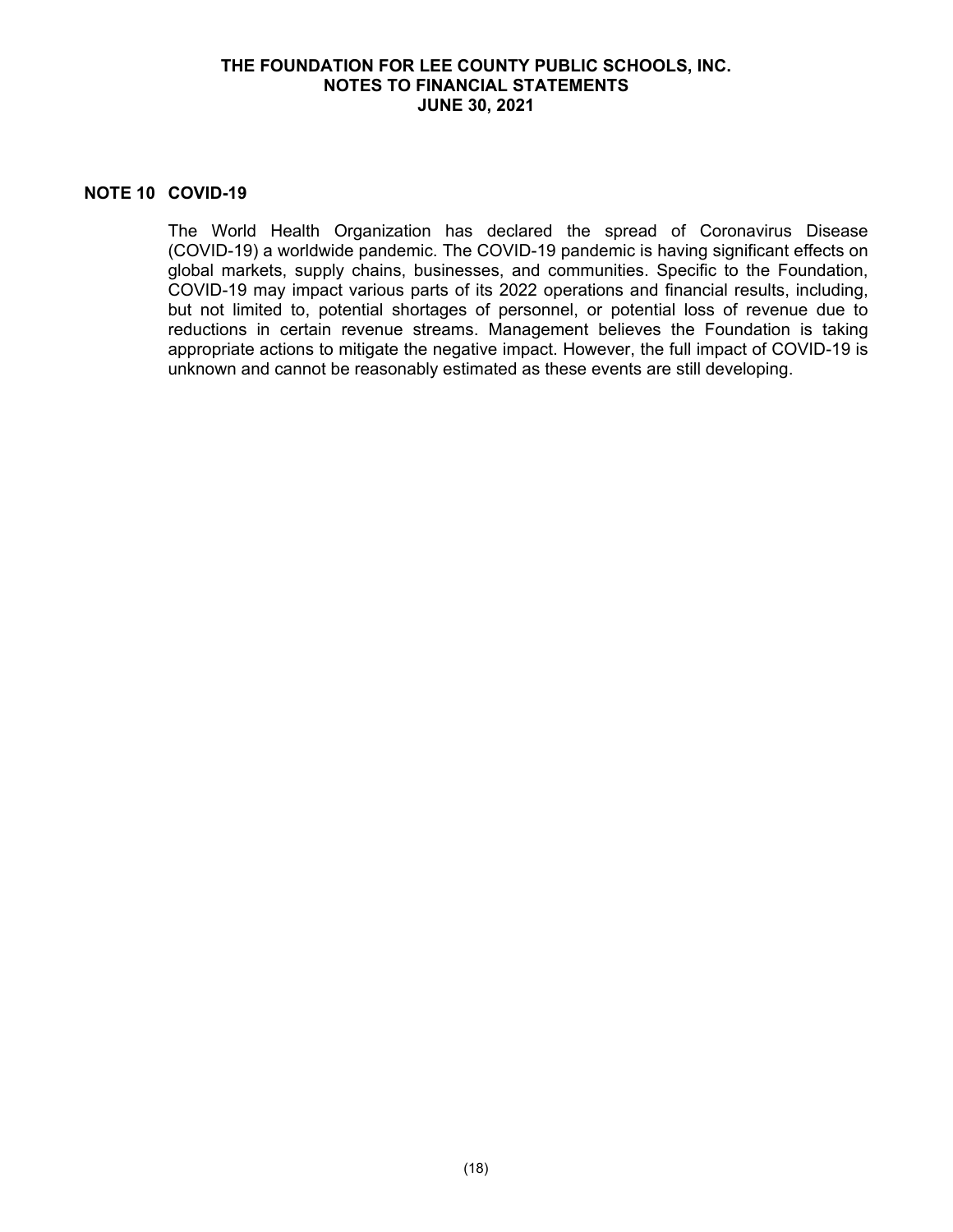## NOTE 10 COVID-19

The World Health Organization has declared the spread of Coronavirus Disease (COVID-19) a worldwide pandemic. The COVID-19 pandemic is having significant effects on global markets, supply chains, businesses, and communities. Specific to the Foundation, COVID-19 may impact various parts of its 2022 operations and financial results, including, but not limited to, potential shortages of personnel, or potential loss of revenue due to reductions in certain revenue streams. Management believes the Foundation is taking appropriate actions to mitigate the negative impact. However, the full impact of COVID-19 is unknown and cannot be reasonably estimated as these events are still developing.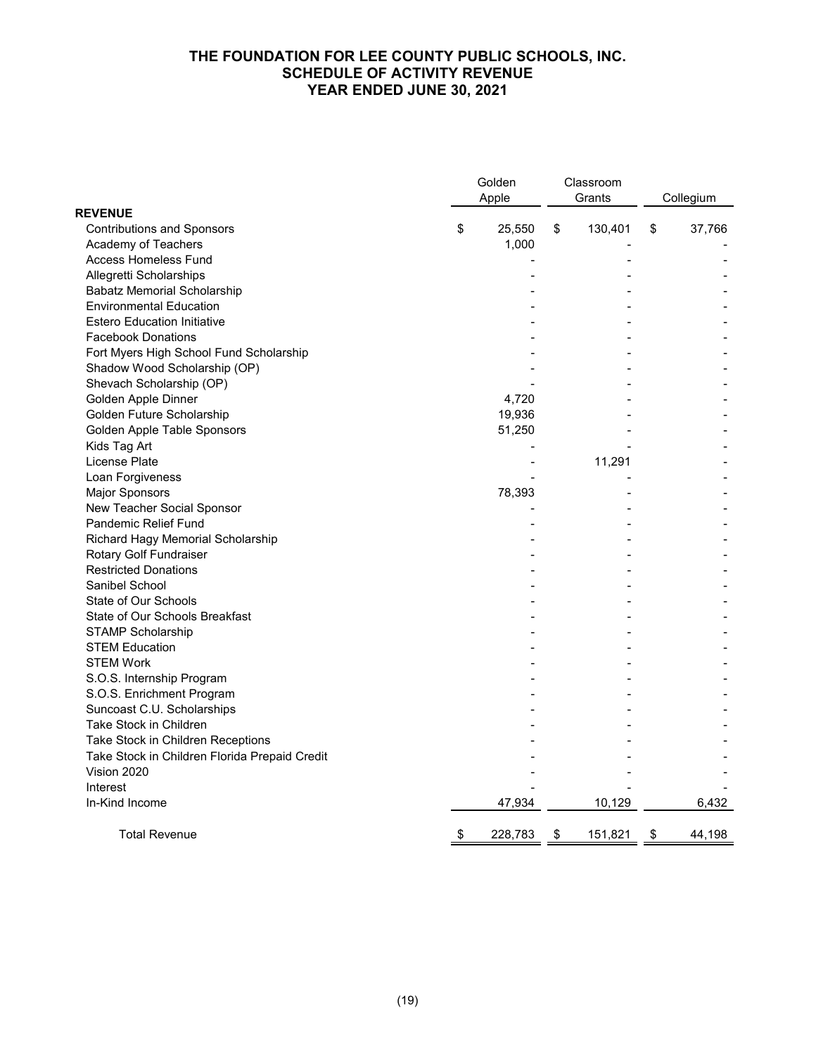# THE FOUNDATION FOR LEE COUNTY PUBLIC SCHOOLS, INC.
## SCHEDULE OF ACTIVITY REVENUE
## YEAR ENDED JUNE 30, 2021

| | Golden Apple | Classroom Grants | Collegium |
|---|---|---|---|
| **REVENUE** | | | |
| Contributions and Sponsors | $ 25,550 | $ 130,401 | $ 37,766 |
| Academy of Teachers | 1,000 | - | - |
| Access Homeless Fund | - | - | - |
| Allegretti Scholarships | - | - | - |
| Babatz Memorial Scholarship | - | - | - |
| Environmental Education | - | - | - |
| Estero Education Initiative | - | - | - |
| Facebook Donations | - | - | - |
| Fort Myers High School Fund Scholarship | - | - | - |
| Shadow Wood Scholarship (OP) | - | - | - |
| Shevach Scholarship (OP) | - | - | - |
| Golden Apple Dinner | 4,720 | - | - |
| Golden Future Scholarship | 19,936 | - | - |
| Golden Apple Table Sponsors | 51,250 | - | - |
| Kids Tag Art | - | - | - |
| License Plate | - | 11,291 | - |
| Loan Forgiveness | - | - | - |
| Major Sponsors | 78,393 | - | - |
| New Teacher Social Sponsor | - | - | - |
| Pandemic Relief Fund | - | - | - |
| Richard Hagy Memorial Scholarship | - | - | - |
| Rotary Golf Fundraiser | - | - | - |
| Restricted Donations | - | - | - |
| Sanibel School | - | - | - |
| State of Our Schools | - | - | - |
| State of Our Schools Breakfast | - | - | - |
| STAMP Scholarship | - | - | - |
| STEM Education | - | - | - |
| STEM Work | - | - | - |
| S.O.S. Internship Program | - | - | - |
| S.O.S. Enrichment Program | - | - | - |
| Suncoast C.U. Scholarships | - | - | - |
| Take Stock in Children | - | - | - |
| Take Stock in Children Receptions | - | - | - |
| Take Stock in Children Florida Prepaid Credit | - | - | - |
| Vision 2020 | - | - | - |
| Interest | - | - | - |
| In-Kind Income | 47,934 | 10,129 | 6,432 |
| Total Revenue | $ 228,783 | $ 151,821 | $ 44,198 |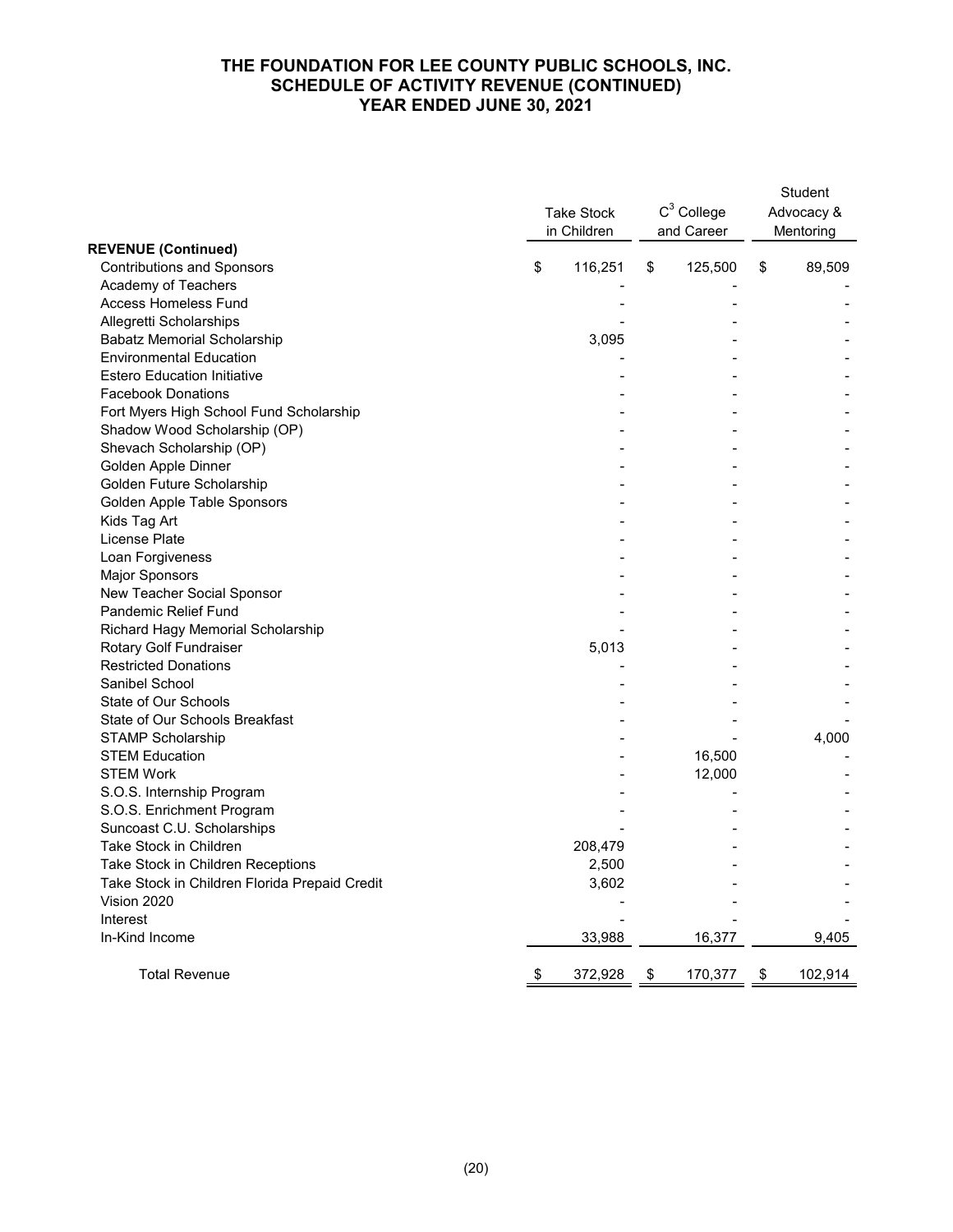# THE FOUNDATION FOR LEE COUNTY PUBLIC SCHOOLS, INC.
## SCHEDULE OF ACTIVITY REVENUE (CONTINUED)
## YEAR ENDED JUNE 30, 2021

| | Take Stock in Children | $C^3$ College and Career | Student Advocacy & Mentoring |
|---|---|---|---|
| **REVENUE (Continued)** | | | |
| Contributions and Sponsors | $ 116,251 | $ 125,500 | $ 89,509 |
| Academy of Teachers | - | - | - |
| Access Homeless Fund | - | - | - |
| Allegretti Scholarships | - | - | - |
| Babatz Memorial Scholarship | 3,095 | - | - |
| Environmental Education | - | - | - |
| Estero Education Initiative | - | - | - |
| Facebook Donations | - | - | - |
| Fort Myers High School Fund Scholarship | - | - | - |
| Shadow Wood Scholarship (OP) | - | - | - |
| Shevach Scholarship (OP) | - | - | - |
| Golden Apple Dinner | - | - | - |
| Golden Future Scholarship | - | - | - |
| Golden Apple Table Sponsors | - | - | - |
| Kids Tag Art | - | - | - |
| License Plate | - | - | - |
| Loan Forgiveness | - | - | - |
| Major Sponsors | - | - | - |
| New Teacher Social Sponsor | - | - | - |
| Pandemic Relief Fund | - | - | - |
| Richard Hagy Memorial Scholarship | - | - | - |
| Rotary Golf Fundraiser | 5,013 | - | - |
| Restricted Donations | - | - | - |
| Sanibel School | - | - | - |
| State of Our Schools | - | - | - |
| State of Our Schools Breakfast | - | - | - |
| STAMP Scholarship | - | - | 4,000 |
| STEM Education | - | 16,500 | - |
| STEM Work | - | 12,000 | - |
| S.O.S. Internship Program | - | - | - |
| S.O.S. Enrichment Program | - | - | - |
| Suncoast C.U. Scholarships | - | - | - |
| Take Stock in Children | 208,479 | - | - |
| Take Stock in Children Receptions | 2,500 | - | - |
| Take Stock in Children Florida Prepaid Credit | 3,602 | - | - |
| Vision 2020 | - | - | - |
| Interest | - | - | - |
| In-Kind Income | 33,988 | 16,377 | 9,405 |
| Total Revenue | $ 372,928 | $ 170,377 | $ 102,914 |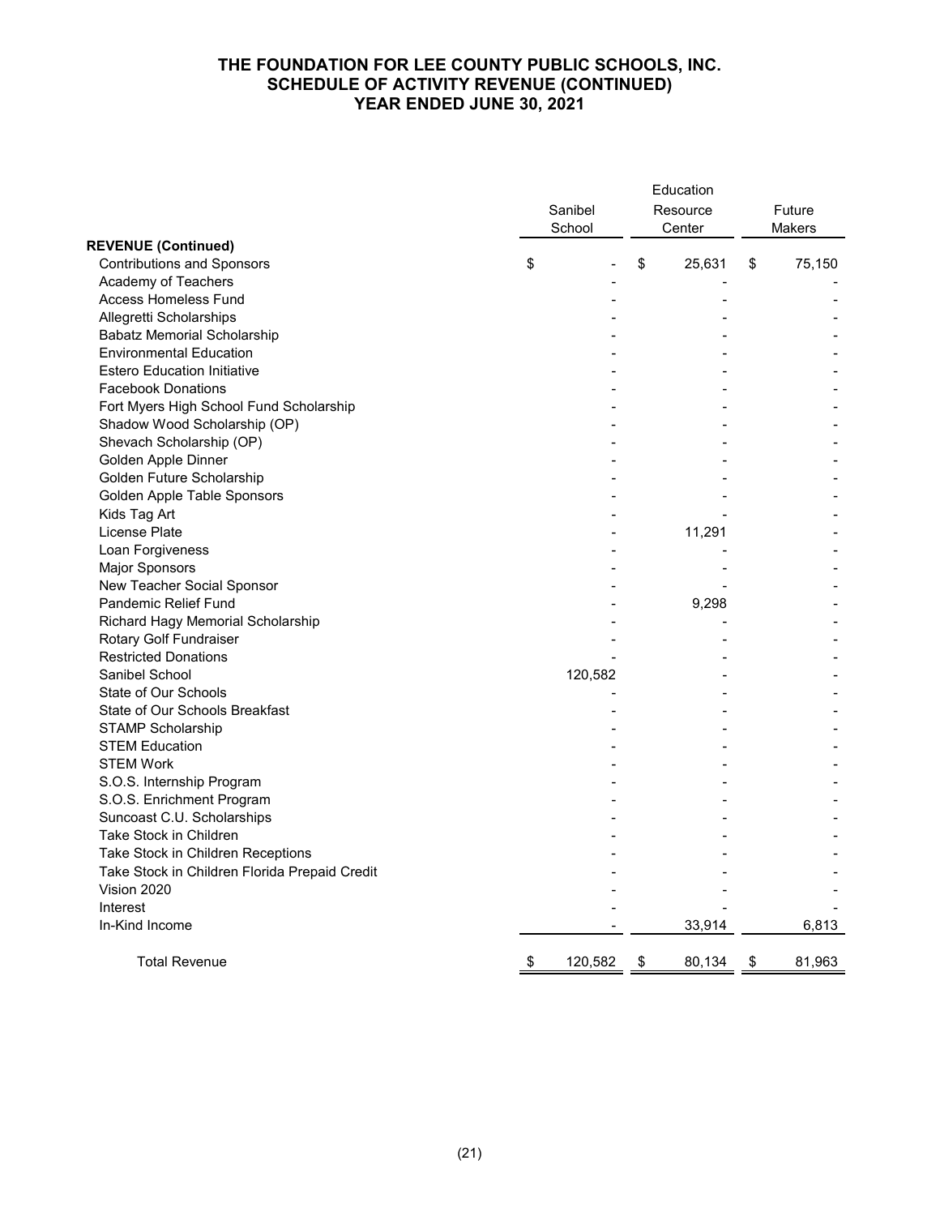# THE FOUNDATION FOR LEE COUNTY PUBLIC SCHOOLS, INC.
## SCHEDULE OF ACTIVITY REVENUE (CONTINUED)
## YEAR ENDED JUNE 30, 2021

| | Sanibel School | Education Resource Center | Future Makers |
|---|---|---|---|
| **REVENUE (Continued)** | | | |
| Contributions and Sponsors | $ - | $ 25,631 | $ 75,150 |
| Academy of Teachers | - | - | - |
| Access Homeless Fund | - | - | - |
| Allegretti Scholarships | - | - | - |
| Babatz Memorial Scholarship | - | - | - |
| Environmental Education | - | - | - |
| Estero Education Initiative | - | - | - |
| Facebook Donations | - | - | - |
| Fort Myers High School Fund Scholarship | - | - | - |
| Shadow Wood Scholarship (OP) | - | - | - |
| Shevach Scholarship (OP) | - | - | - |
| Golden Apple Dinner | - | - | - |
| Golden Future Scholarship | - | - | - |
| Golden Apple Table Sponsors | - | - | - |
| Kids Tag Art | - | - | - |
| License Plate | - | 11,291 | - |
| Loan Forgiveness | - | - | - |
| Major Sponsors | - | - | - |
| New Teacher Social Sponsor | - | - | - |
| Pandemic Relief Fund | - | 9,298 | - |
| Richard Hagy Memorial Scholarship | - | - | - |
| Rotary Golf Fundraiser | - | - | - |
| Restricted Donations | - | - | - |
| Sanibel School | 120,582 | - | - |
| State of Our Schools | - | - | - |
| State of Our Schools Breakfast | - | - | - |
| STAMP Scholarship | - | - | - |
| STEM Education | - | - | - |
| STEM Work | - | - | - |
| S.O.S. Internship Program | - | - | - |
| S.O.S. Enrichment Program | - | - | - |
| Suncoast C.U. Scholarships | - | - | - |
| Take Stock in Children | - | - | - |
| Take Stock in Children Receptions | - | - | - |
| Take Stock in Children Florida Prepaid Credit | - | - | - |
| Vision 2020 | - | - | - |
| Interest | - | - | - |
| In-Kind Income | - | 33,914 | 6,813 |
| Total Revenue | $ 120,582 | $ 80,134 | $ 81,963 |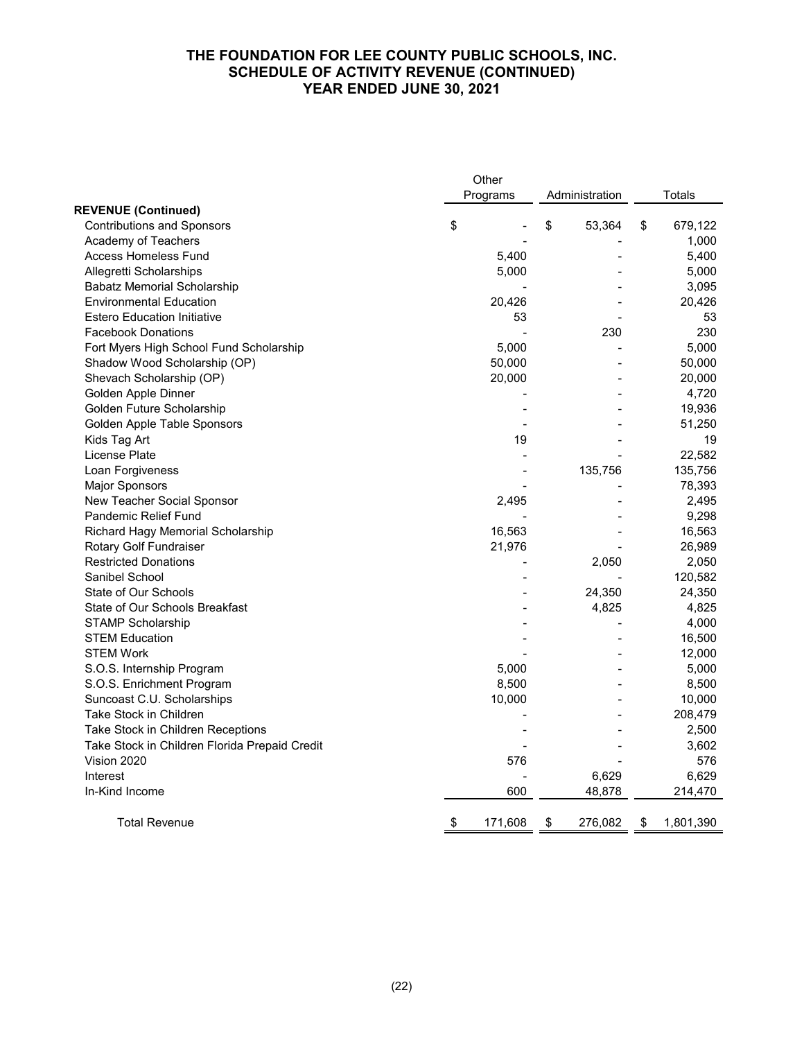# THE FOUNDATION FOR LEE COUNTY PUBLIC SCHOOLS, INC.
# SCHEDULE OF ACTIVITY REVENUE (CONTINUED)
# YEAR ENDED JUNE 30, 2021

| | Other Programs | Administration | Totals |
|---|---|---|---|
| **REVENUE (Continued)** | | | |
| Contributions and Sponsors | $ - | $ 53,364 | $ 679,122 |
| Academy of Teachers | - | - | 1,000 |
| Access Homeless Fund | 5,400 | - | 5,400 |
| Allegretti Scholarships | 5,000 | - | 5,000 |
| Babatz Memorial Scholarship | - | - | 3,095 |
| Environmental Education | 20,426 | - | 20,426 |
| Estero Education Initiative | 53 | - | 53 |
| Facebook Donations | - | 230 | 230 |
| Fort Myers High School Fund Scholarship | 5,000 | - | 5,000 |
| Shadow Wood Scholarship (OP) | 50,000 | - | 50,000 |
| Shevach Scholarship (OP) | 20,000 | - | 20,000 |
| Golden Apple Dinner | - | - | 4,720 |
| Golden Future Scholarship | - | - | 19,936 |
| Golden Apple Table Sponsors | - | - | 51,250 |
| Kids Tag Art | 19 | - | 19 |
| License Plate | - | - | 22,582 |
| Loan Forgiveness | - | 135,756 | 135,756 |
| Major Sponsors | - | - | 78,393 |
| New Teacher Social Sponsor | 2,495 | - | 2,495 |
| Pandemic Relief Fund | - | - | 9,298 |
| Richard Hagy Memorial Scholarship | 16,563 | - | 16,563 |
| Rotary Golf Fundraiser | 21,976 | - | 26,989 |
| Restricted Donations | - | 2,050 | 2,050 |
| Sanibel School | - | - | 120,582 |
| State of Our Schools | - | 24,350 | 24,350 |
| State of Our Schools Breakfast | - | 4,825 | 4,825 |
| STAMP Scholarship | - | - | 4,000 |
| STEM Education | - | - | 16,500 |
| STEM Work | - | - | 12,000 |
| S.O.S. Internship Program | 5,000 | - | 5,000 |
| S.O.S. Enrichment Program | 8,500 | - | 8,500 |
| Suncoast C.U. Scholarships | 10,000 | - | 10,000 |
| Take Stock in Children | - | - | 208,479 |
| Take Stock in Children Receptions | - | - | 2,500 |
| Take Stock in Children Florida Prepaid Credit | - | - | 3,602 |
| Vision 2020 | 576 | - | 576 |
| Interest | - | 6,629 | 6,629 |
| In-Kind Income | 600 | 48,878 | 214,470 |
| Total Revenue | $ 171,608 | $ 276,082 | $ 1,801,390 |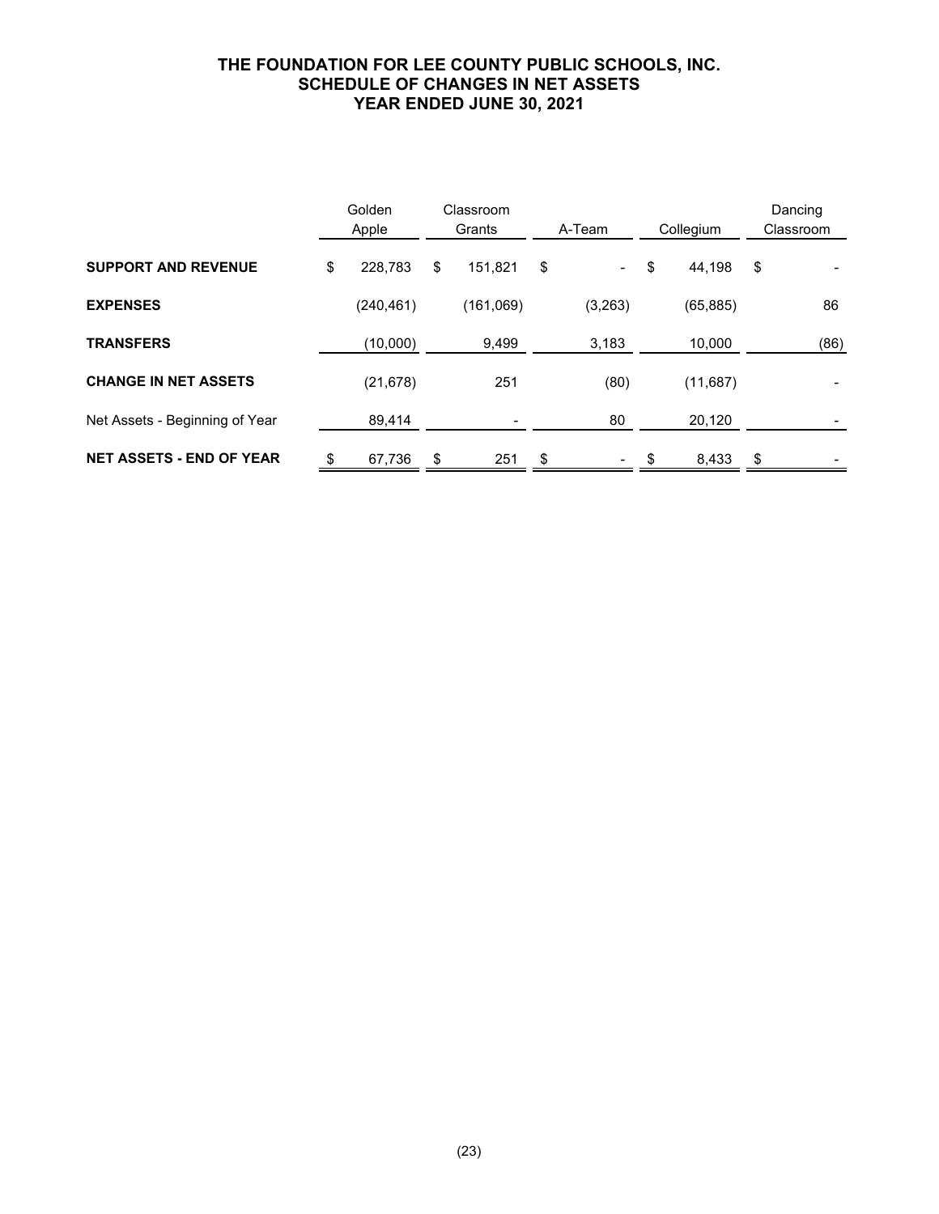# THE FOUNDATION FOR LEE COUNTY PUBLIC SCHOOLS, INC.
## SCHEDULE OF CHANGES IN NET ASSETS
## YEAR ENDED JUNE 30, 2021

| | Golden Apple | Classroom Grants | A-Team | Collegium | Dancing Classroom |
|---|---|---|---|---|---|
| **SUPPORT AND REVENUE** | $ 228,783 | $ 151,821 | $ - | $ 44,198 | $ - |
| **EXPENSES** | (240,461) | (161,069) | (3,263) | (65,885) | 86 |
| **TRANSFERS** | (10,000) | 9,499 | 3,183 | 10,000 | (86) |
| **CHANGE IN NET ASSETS** | (21,678) | 251 | (80) | (11,687) | - |
| Net Assets - Beginning of Year | 89,414 | - | 80 | 20,120 | - |
| **NET ASSETS - END OF YEAR** | $ 67,736 | $ 251 | $ - | $ 8,433 | $ - |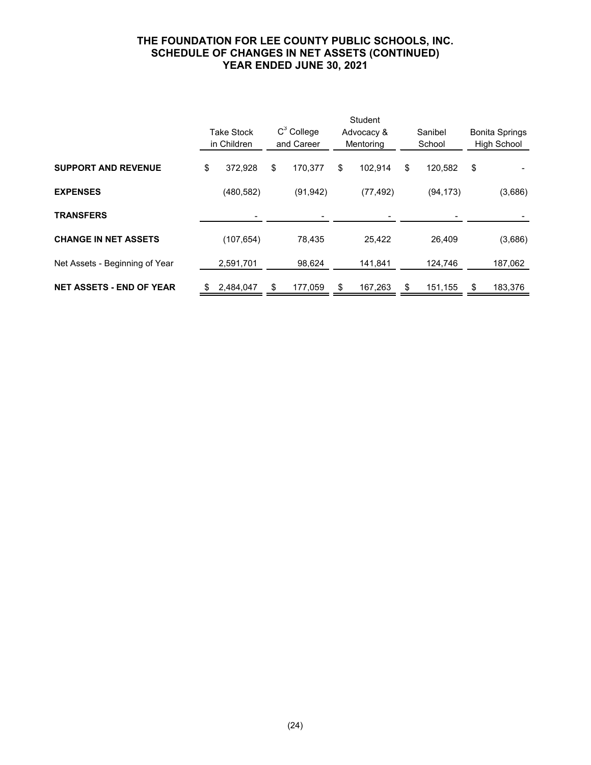# THE FOUNDATION FOR LEE COUNTY PUBLIC SCHOOLS, INC.
## SCHEDULE OF CHANGES IN NET ASSETS (CONTINUED)
## YEAR ENDED JUNE 30, 2021

| | Take Stock in Children | $C^3$ College and Career | Student Advocacy & Mentoring | Sanibel School | Bonita Springs High School |
|---|---|---|---|---|---|
| **SUPPORT AND REVENUE** | $ 372,928 | $ 170,377 | $ 102,914 | $ 120,582 | $ - |
| **EXPENSES** | (480,582) | (91,942) | (77,492) | (94,173) | (3,686) |
| **TRANSFERS** | - | - | - | - | - |
| **CHANGE IN NET ASSETS** | (107,654) | 78,435 | 25,422 | 26,409 | (3,686) |
| Net Assets - Beginning of Year | 2,591,701 | 98,624 | 141,841 | 124,746 | 187,062 |
| **NET ASSETS - END OF YEAR** | $ 2,484,047 | $ 177,059 | $ 167,263 | $ 151,155 | $ 183,376 |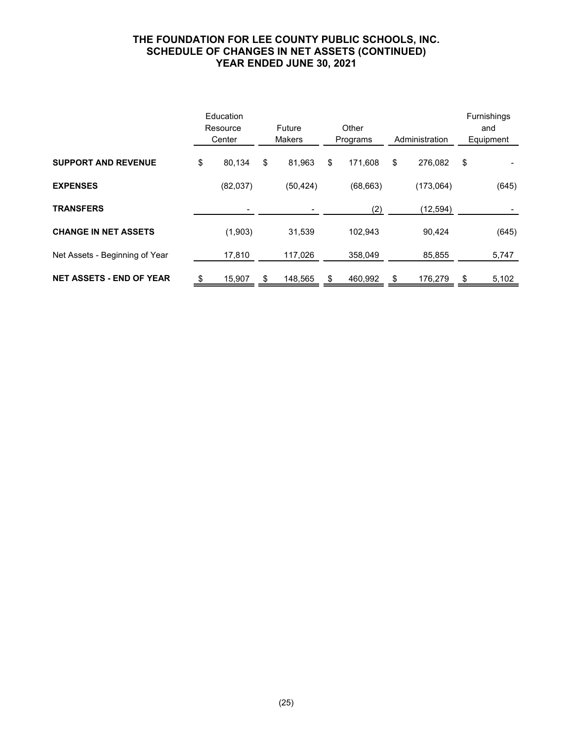# THE FOUNDATION FOR LEE COUNTY PUBLIC SCHOOLS, INC.
## SCHEDULE OF CHANGES IN NET ASSETS (CONTINUED)
## YEAR ENDED JUNE 30, 2021

| | Education Resource Center | Future Makers | Other Programs | Administration | Furnishings and Equipment |
|---|---|---|---|---|---|
| **SUPPORT AND REVENUE** | $ 80,134 | $ 81,963 | $ 171,608 | $ 276,082 | $ - |
| **EXPENSES** | (82,037) | (50,424) | (68,663) | (173,064) | (645) |
| **TRANSFERS** | - | - | (2) | (12,594) | - |
| **CHANGE IN NET ASSETS** | (1,903) | 31,539 | 102,943 | 90,424 | (645) |
| Net Assets - Beginning of Year | 17,810 | 117,026 | 358,049 | 85,855 | 5,747 |
| **NET ASSETS - END OF YEAR** | $ 15,907 | $ 148,565 | $ 460,992 | $ 176,279 | $ 5,102 |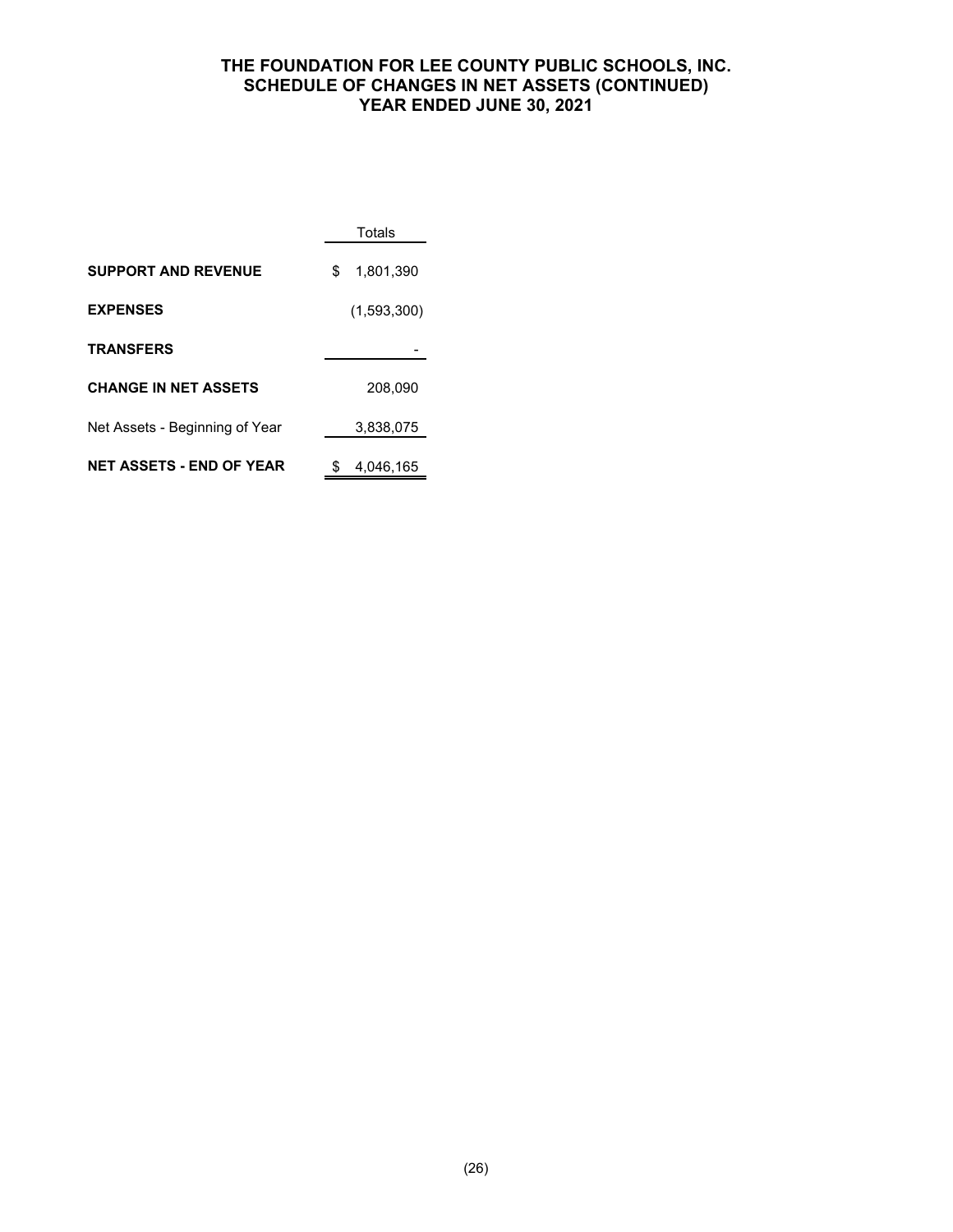# THE FOUNDATION FOR LEE COUNTY PUBLIC SCHOOLS, INC.
## SCHEDULE OF CHANGES IN NET ASSETS (CONTINUED)
## YEAR ENDED JUNE 30, 2021

| | Totals |
|---|---|
| **SUPPORT AND REVENUE** | $ 1,801,390 |
| **EXPENSES** | (1,593,300) |
| **TRANSFERS** | - |
| **CHANGE IN NET ASSETS** | 208,090 |
| Net Assets - Beginning of Year | 3,838,075 |
| **NET ASSETS - END OF YEAR** | $ 4,046,165 |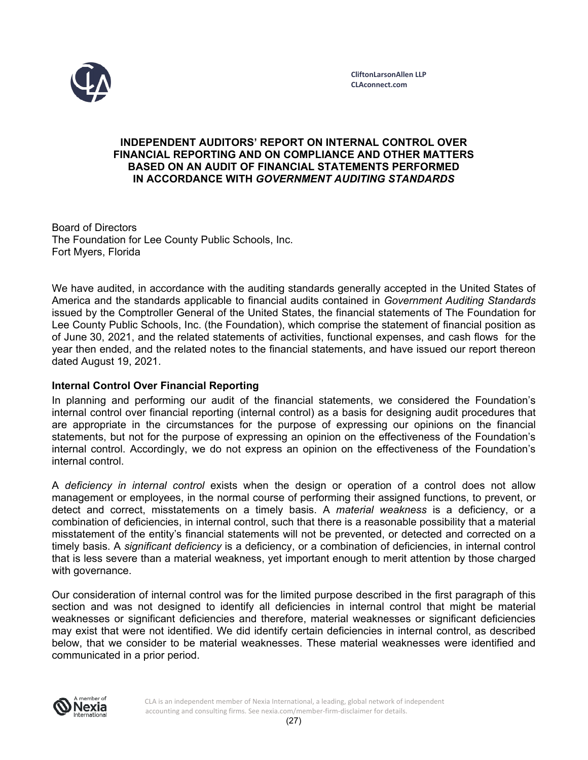CliftonLarsonAllen LLP
CLAconnect.com

# INDEPENDENT AUDITORS' REPORT ON INTERNAL CONTROL OVER FINANCIAL REPORTING AND ON COMPLIANCE AND OTHER MATTERS BASED ON AN AUDIT OF FINANCIAL STATEMENTS PERFORMED IN ACCORDANCE WITH *GOVERNMENT AUDITING STANDARDS*

Board of Directors
The Foundation for Lee County Public Schools, Inc.
Fort Myers, Florida

We have audited, in accordance with the auditing standards generally accepted in the United States of America and the standards applicable to financial audits contained in *Government Auditing Standards* issued by the Comptroller General of the United States, the financial statements of The Foundation for Lee County Public Schools, Inc. (the Foundation), which comprise the statement of financial position as of June 30, 2021, and the related statements of activities, functional expenses, and cash flows for the year then ended, and the related notes to the financial statements, and have issued our report thereon dated August 19, 2021.

## Internal Control Over Financial Reporting

In planning and performing our audit of the financial statements, we considered the Foundation's internal control over financial reporting (internal control) as a basis for designing audit procedures that are appropriate in the circumstances for the purpose of expressing our opinions on the financial statements, but not for the purpose of expressing an opinion on the effectiveness of the Foundation's internal control. Accordingly, we do not express an opinion on the effectiveness of the Foundation's internal control.

A *deficiency in internal control* exists when the design or operation of a control does not allow management or employees, in the normal course of performing their assigned functions, to prevent, or detect and correct, misstatements on a timely basis. A *material weakness* is a deficiency, or a combination of deficiencies, in internal control, such that there is a reasonable possibility that a material misstatement of the entity's financial statements will not be prevented, or detected and corrected on a timely basis. A *significant deficiency* is a deficiency, or a combination of deficiencies, in internal control that is less severe than a material weakness, yet important enough to merit attention by those charged with governance.

Our consideration of internal control was for the limited purpose described in the first paragraph of this section and was not designed to identify all deficiencies in internal control that might be material weaknesses or significant deficiencies and therefore, material weaknesses or significant deficiencies may exist that were not identified. We did identify certain deficiencies in internal control, as described below, that we consider to be material weaknesses. These material weaknesses were identified and communicated in a prior period.

CLA is an independent member of Nexia International, a leading, global network of independent accounting and consulting firms. See nexia.com/member-firm-disclaimer for details.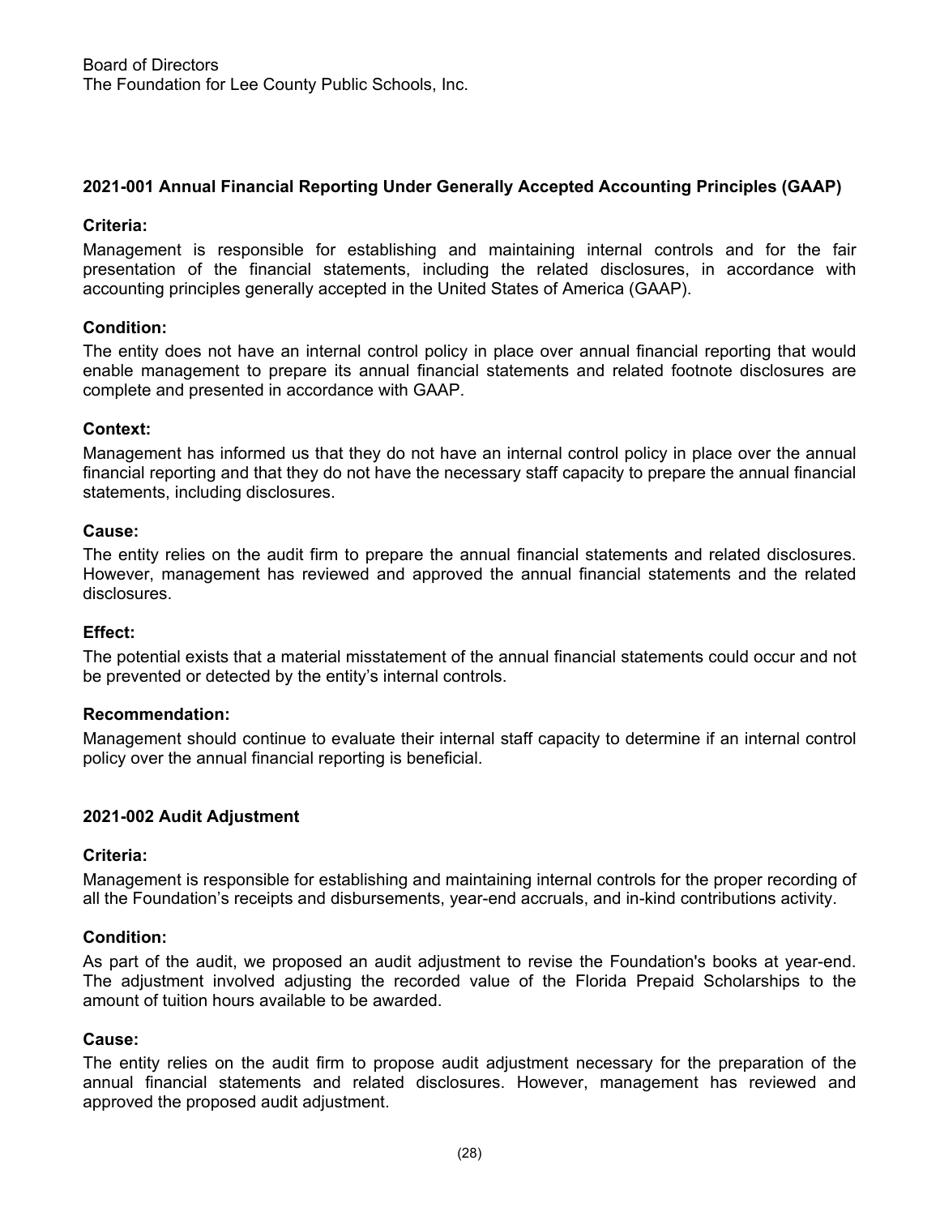Board of Directors
The Foundation for Lee County Public Schools, Inc.

### 2021-001 Annual Financial Reporting Under Generally Accepted Accounting Principles (GAAP)

**Criteria:**

Management is responsible for establishing and maintaining internal controls and for the fair presentation of the financial statements, including the related disclosures, in accordance with accounting principles generally accepted in the United States of America (GAAP).

**Condition:**

The entity does not have an internal control policy in place over annual financial reporting that would enable management to prepare its annual financial statements and related footnote disclosures are complete and presented in accordance with GAAP.

**Context:**

Management has informed us that they do not have an internal control policy in place over the annual financial reporting and that they do not have the necessary staff capacity to prepare the annual financial statements, including disclosures.

**Cause:**

The entity relies on the audit firm to prepare the annual financial statements and related disclosures. However, management has reviewed and approved the annual financial statements and the related disclosures.

**Effect:**

The potential exists that a material misstatement of the annual financial statements could occur and not be prevented or detected by the entity's internal controls.

**Recommendation:**

Management should continue to evaluate their internal staff capacity to determine if an internal control policy over the annual financial reporting is beneficial.

### 2021-002 Audit Adjustment

**Criteria:**

Management is responsible for establishing and maintaining internal controls for the proper recording of all the Foundation's receipts and disbursements, year-end accruals, and in-kind contributions activity.

**Condition:**

As part of the audit, we proposed an audit adjustment to revise the Foundation's books at year-end. The adjustment involved adjusting the recorded value of the Florida Prepaid Scholarships to the amount of tuition hours available to be awarded.

**Cause:**

The entity relies on the audit firm to propose audit adjustment necessary for the preparation of the annual financial statements and related disclosures. However, management has reviewed and approved the proposed audit adjustment.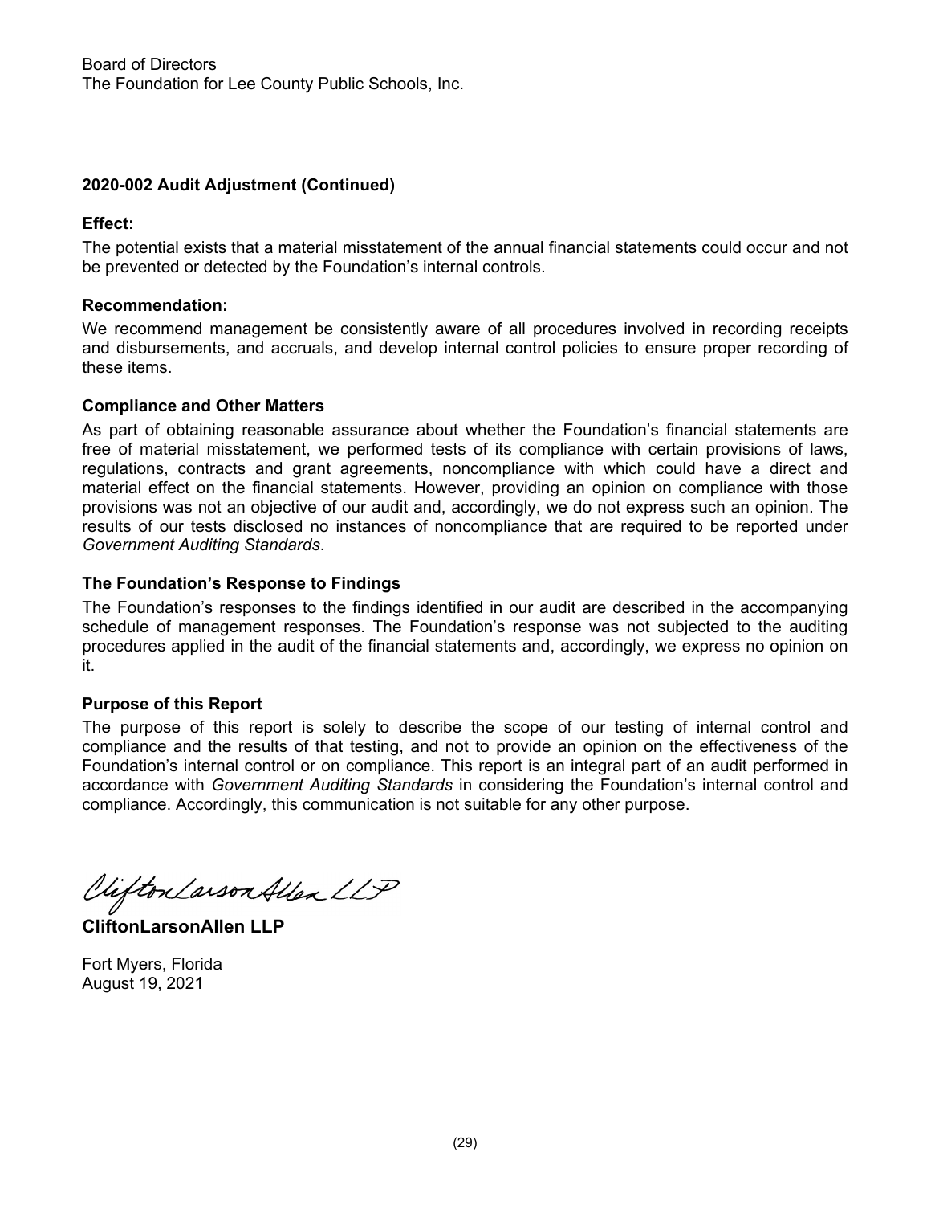Board of Directors
The Foundation for Lee County Public Schools, Inc.

**2020-002 Audit Adjustment (Continued)**

**Effect:**

The potential exists that a material misstatement of the annual financial statements could occur and not be prevented or detected by the Foundation's internal controls.

**Recommendation:**

We recommend management be consistently aware of all procedures involved in recording receipts and disbursements, and accruals, and develop internal control policies to ensure proper recording of these items.

**Compliance and Other Matters**

As part of obtaining reasonable assurance about whether the Foundation's financial statements are free of material misstatement, we performed tests of its compliance with certain provisions of laws, regulations, contracts and grant agreements, noncompliance with which could have a direct and material effect on the financial statements. However, providing an opinion on compliance with those provisions was not an objective of our audit and, accordingly, we do not express such an opinion. The results of our tests disclosed no instances of noncompliance that are required to be reported under *Government Auditing Standards*.

**The Foundation's Response to Findings**

The Foundation's responses to the findings identified in our audit are described in the accompanying schedule of management responses. The Foundation's response was not subjected to the auditing procedures applied in the audit of the financial statements and, accordingly, we express no opinion on it.

**Purpose of this Report**

The purpose of this report is solely to describe the scope of our testing of internal control and compliance and the results of that testing, and not to provide an opinion on the effectiveness of the Foundation's internal control or on compliance. This report is an integral part of an audit performed in accordance with *Government Auditing Standards* in considering the Foundation's internal control and compliance. Accordingly, this communication is not suitable for any other purpose.

CliftonLarsonAllen LLP

**CliftonLarsonAllen LLP**

Fort Myers, Florida
August 19, 2021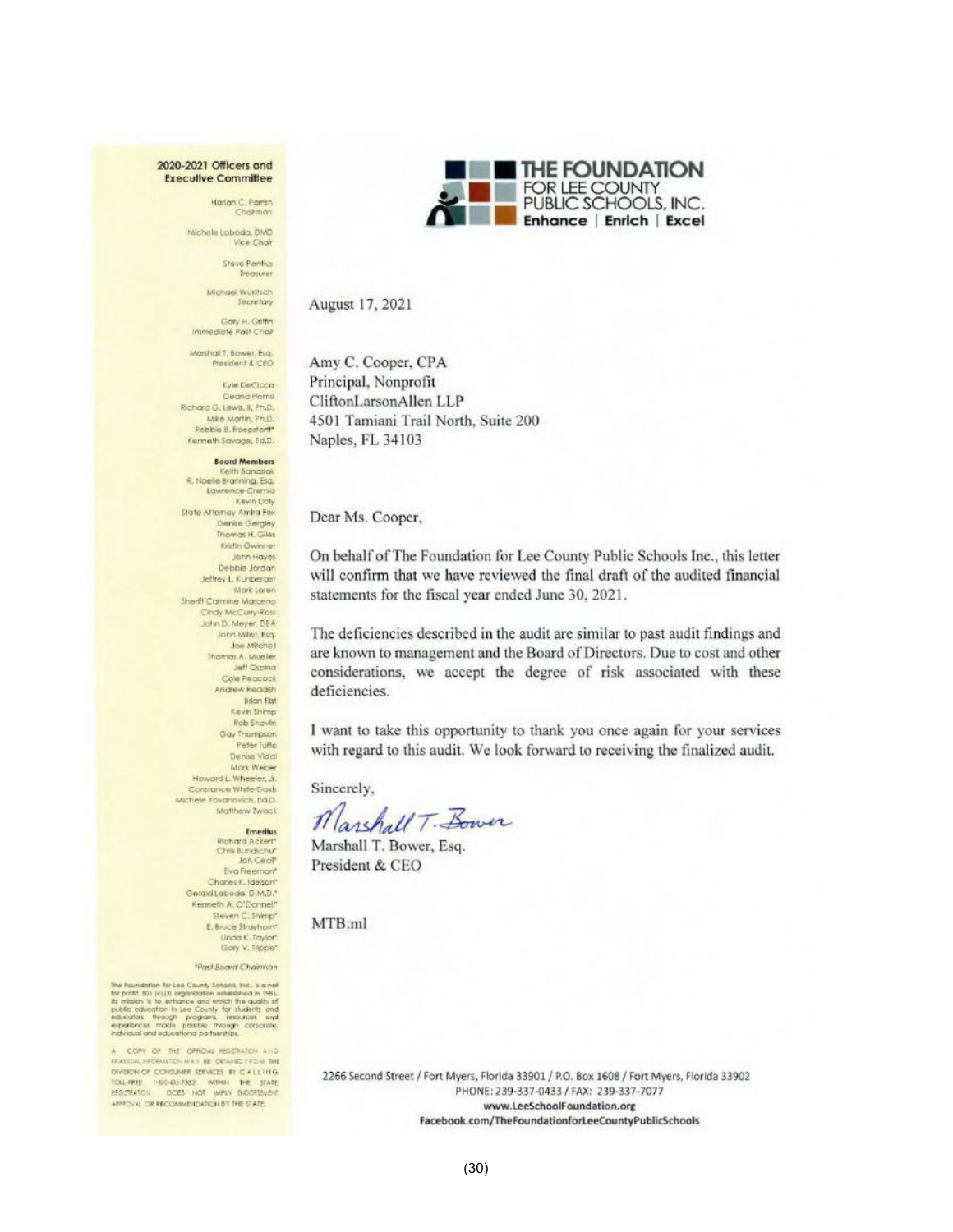**2020-2021 Officers and Executive Committee**

Harlan C. Parrish
Chairman

Michele Laboda, DMD
Vice Chair

Steve Pontius
Treasurer

Michael Wukitsch
Secretary

Gary H. Griffin
Immediate Past Chair

Marshall T. Bower, Esq.
President & CEO

Kyle DeCicco
Deana Hamsi
Richard G. Lewis, II, Ph.D.
Mike Martin, Ph.D.
Robbie B. Roepstorff*
Kenneth Savage, Ed.D.

**Board Members**

Keith Banasiak
R. Noelle Branning, Esq.
Lawrence Cremia
Kevin Daly
State Attorney Amira Fox
Denise Gergley
Thomas H. Giles
Kristin Gwinner
John Hayes
Debbie Jordan
Jeffrey L. Kunberger
Mark Loren
Sheriff Carmine Marceno
Cindy McCurry-Ross
John D. Meyer, DBA
John Miller, Esq.
Joe Mitchell
Thomas A. Mueller
Jeff Ospina
Cole Peacock
Andrew Reddish
Brian Rist
Kevin Shimp
Rob Shovlin
Gay Thompson
Peter Tuffo
Denise Vidal
Mark Weber
Howard L. Wheeler, Jr.
Constance White-Davis
Michele Yovanovich, Ed.D.
Matthew Zwack

**Emeritus**

Richard Ackert*
Chris Bundschu*
Jon Cecil*
Eva Freeman*
Charles K. Idelson*
Gerald Laboda, D.M.D.*
Kenneth A. O'Donnell*
Steven C. Shimp*
E. Bruce Strayhorn*
Linda K. Taylor*
Gary V. Trippe*

*Past Board Chairman

The Foundation for Lee County Schools, Inc. is a not for profit 501 (c)(3) organization established in 1986. Its mission is to enhance and enrich the quality of public education in Lee County for students and educators through programs, resources and experiences made possible through corporate, individual and educational partnerships.

A COPY OF THE OFFICIAL REGISTRATION AND FINANCIAL INFORMATION MAY BE OBTAINED FROM THE DIVISION OF CONSUMER SERVICES BY CALLING TOLL-FREE 1-800-435-7352 WITHIN THE STATE. REGISTRATION DOES NOT IMPLY ENDORSEMENT, APPROVAL OR RECOMMENDATION BY THE STATE.

**THE FOUNDATION FOR LEE COUNTY PUBLIC SCHOOLS, INC.**
**Enhance | Enrich | Excel**

August 17, 2021

Amy C. Cooper, CPA
Principal, Nonprofit
CliftonLarsonAllen LLP
4501 Tamiani Trail North, Suite 200
Naples, FL 34103

Dear Ms. Cooper,

On behalf of The Foundation for Lee County Public Schools Inc., this letter will confirm that we have reviewed the final draft of the audited financial statements for the fiscal year ended June 30, 2021.

The deficiencies described in the audit are similar to past audit findings and are known to management and the Board of Directors. Due to cost and other considerations, we accept the degree of risk associated with these deficiencies.

I want to take this opportunity to thank you once again for your services with regard to this audit. We look forward to receiving the finalized audit.

Sincerely,

*Marshall T. Bower*

Marshall T. Bower, Esq.
President & CEO

MTB:ml

2266 Second Street / Fort Myers, Florida 33901 / P.O. Box 1608 / Fort Myers, Florida 33902
PHONE: 239-337-0433 / FAX: 239-337-7077
www.LeeSchoolFoundation.org
Facebook.com/TheFoundationforLeeCountyPublicSchools